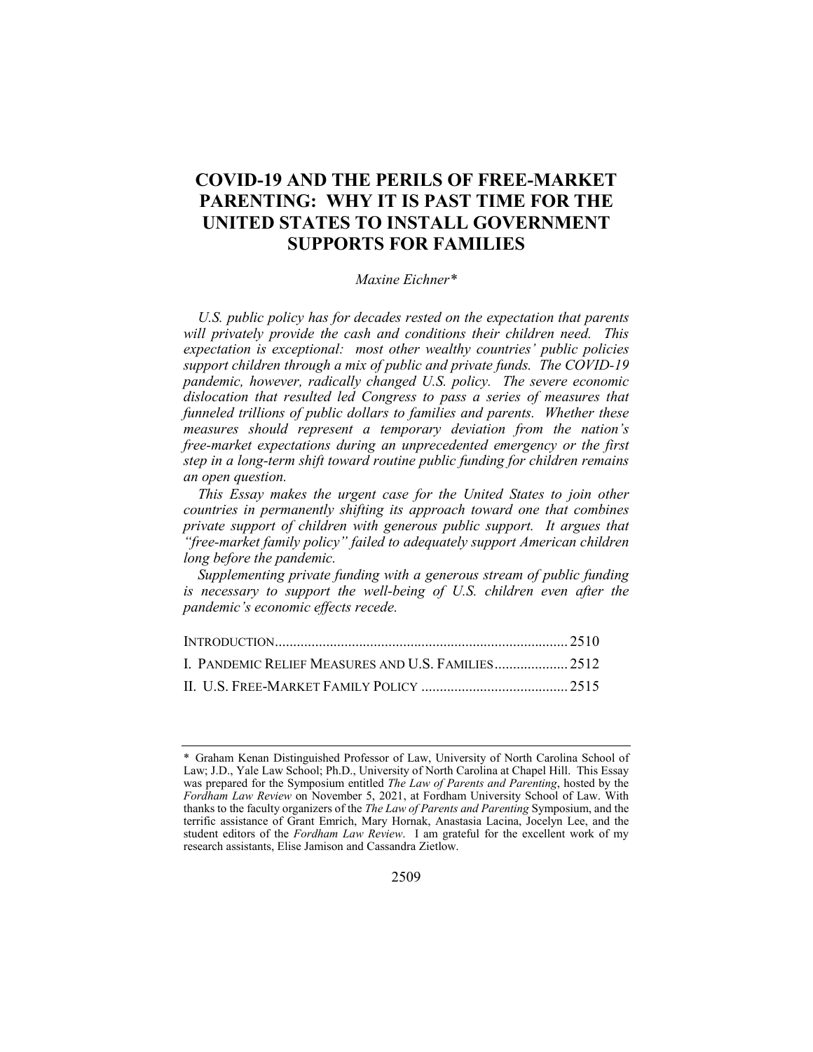# COVID-19 AND THE PERILS OF FREE-MARKET PARENTING: WHY IT IS PAST TIME FOR THE UNITED STATES TO INSTALL GOVERNMENT SUPPORTS FOR FAMILIES

*Maxine Eichner\**

*U.S. public policy has for decades rested on the expectation that parents will privately provide the cash and conditions their children need. This expectation is exceptional: most other wealthy countries' public policies support children through a mix of public and private funds. The COVID-19 pandemic, however, radically changed U.S. policy. The severe economic dislocation that resulted led Congress to pass a series of measures that funneled trillions of public dollars to families and parents. Whether these measures should represent a temporary deviation from the nation's free-market expectations during an unprecedented emergency or the first step in a long-term shift toward routine public funding for children remains an open question.*

*This Essay makes the urgent case for the United States to join other countries in permanently shifting its approach toward one that combines private support of children with generous public support. It argues that "free-market family policy" failed to adequately support American children long before the pandemic.*

*Supplementing private funding with a generous stream of public funding is necessary to support the well-being of U.S. children even after the pandemic's economic effects recede.*

INTRODUCTION ............................................................................... 2510

I. PANDEMIC RELIEF MEASURES AND U.S. FAMILIES .................... 2512

II. U.S. FREE-MARKET FAMILY POLICY ....................................... 2515

---

\* Graham Kenan Distinguished Professor of Law, University of North Carolina School of Law; J.D., Yale Law School; Ph.D., University of North Carolina at Chapel Hill. This Essay was prepared for the Symposium entitled *The Law of Parents and Parenting*, hosted by the *Fordham Law Review* on November 5, 2021, at Fordham University School of Law. With thanks to the faculty organizers of the *The Law of Parents and Parenting* Symposium, and the terrific assistance of Grant Emrich, Mary Hornak, Anastasia Lacina, Jocelyn Lee, and the student editors of the *Fordham Law Review*. I am grateful for the excellent work of my research assistants, Elise Jamison and Cassandra Zietlow.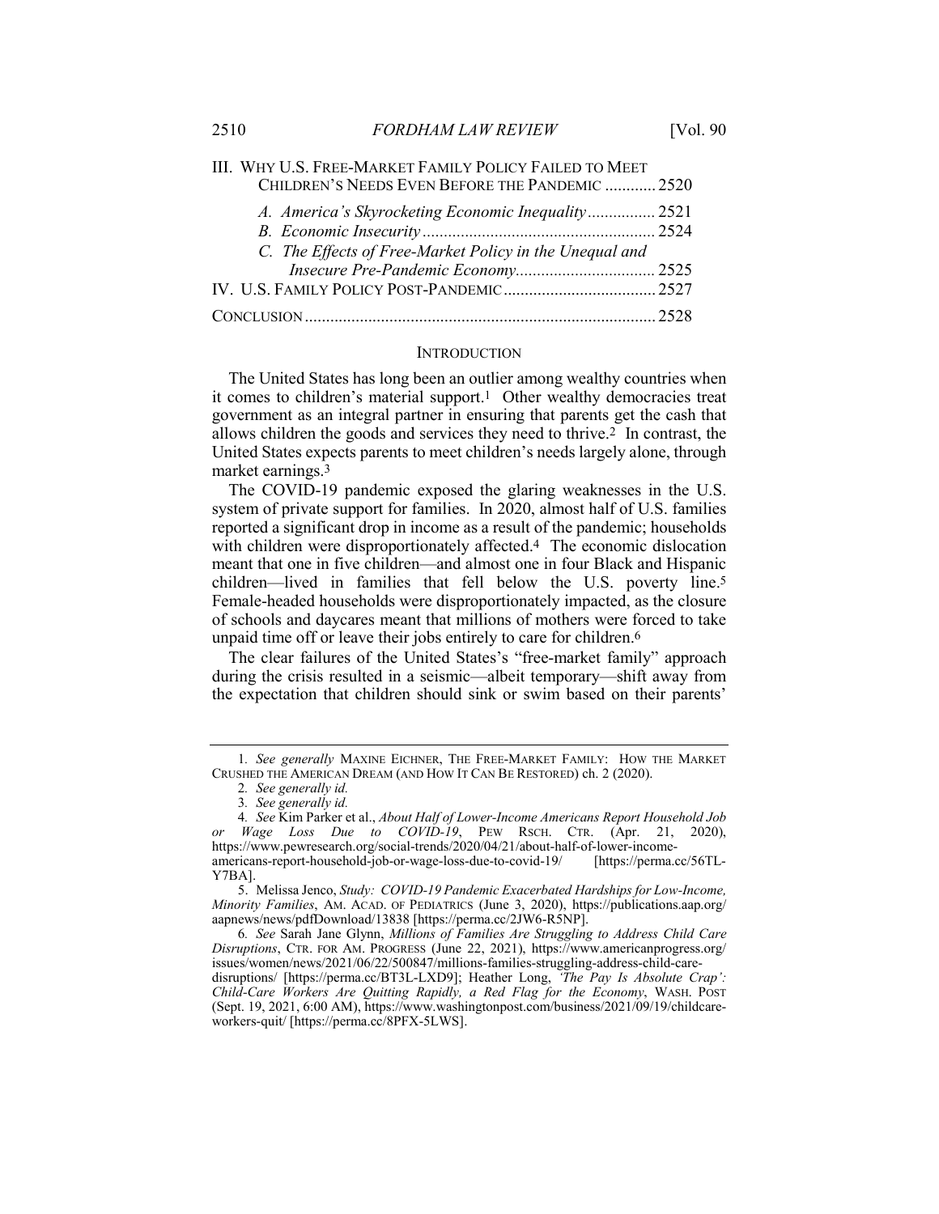III. WHY U.S. FREE-MARKET FAMILY POLICY FAILED TO MEET CHILDREN'S NEEDS EVEN BEFORE THE PANDEMIC ............ 2520

*A. America's Skyrocketing Economic Inequality* ................ 2521

*B. Economic Insecurity* ....................................................... 2524

*C. The Effects of Free-Market Policy in the Unequal and Insecure Pre-Pandemic Economy* ................................. 2525

IV. U.S. FAMILY POLICY POST-PANDEMIC .................................... 2527

CONCLUSION .................................................................................. 2528

## INTRODUCTION

The United States has long been an outlier among wealthy countries when it comes to children's material support.[1] Other wealthy democracies treat government as an integral partner in ensuring that parents get the cash that allows children the goods and services they need to thrive.[2] In contrast, the United States expects parents to meet children's needs largely alone, through market earnings.[3]

The COVID-19 pandemic exposed the glaring weaknesses in the U.S. system of private support for families. In 2020, almost half of U.S. families reported a significant drop in income as a result of the pandemic; households with children were disproportionately affected.[4] The economic dislocation meant that one in five children—and almost one in four Black and Hispanic children—lived in families that fell below the U.S. poverty line.[5] Female-headed households were disproportionately impacted, as the closure of schools and daycares meant that millions of mothers were forced to take unpaid time off or leave their jobs entirely to care for children.[6]

The clear failures of the United States's "free-market family" approach during the crisis resulted in a seismic—albeit temporary—shift away from the expectation that children should sink or swim based on their parents'

---

1. *See generally* MAXINE EICHNER, THE FREE-MARKET FAMILY: HOW THE MARKET CRUSHED THE AMERICAN DREAM (AND HOW IT CAN BE RESTORED) ch. 2 (2020).

2. *See generally id.*

3. *See generally id.*

4. *See* Kim Parker et al., *About Half of Lower-Income Americans Report Household Job or Wage Loss Due to COVID-19*, PEW RSCH. CTR. (Apr. 21, 2020), https://www.pewresearch.org/social-trends/2020/04/21/about-half-of-lower-income-americans-report-household-job-or-wage-loss-due-to-covid-19/ [https://perma.cc/56TL-Y7BA].

5. Melissa Jenco, *Study: COVID-19 Pandemic Exacerbated Hardships for Low-Income, Minority Families*, AM. ACAD. OF PEDIATRICS (June 3, 2020), https://publications.aap.org/aapnews/news/pdfDownload/13838 [https://perma.cc/2JW6-R5NP].

6. *See* Sarah Jane Glynn, *Millions of Families Are Struggling to Address Child Care Disruptions*, CTR. FOR AM. PROGRESS (June 22, 2021), https://www.americanprogress.org/issues/women/news/2021/06/22/500847/millions-families-struggling-address-child-care-disruptions/ [https://perma.cc/BT3L-LXD9]; Heather Long, *'The Pay Is Absolute Crap': Child-Care Workers Are Quitting Rapidly, a Red Flag for the Economy*, WASH. POST (Sept. 19, 2021, 6:00 AM), https://www.washingtonpost.com/business/2021/09/19/childcare-workers-quit/ [https://perma.cc/8PFX-5LWS].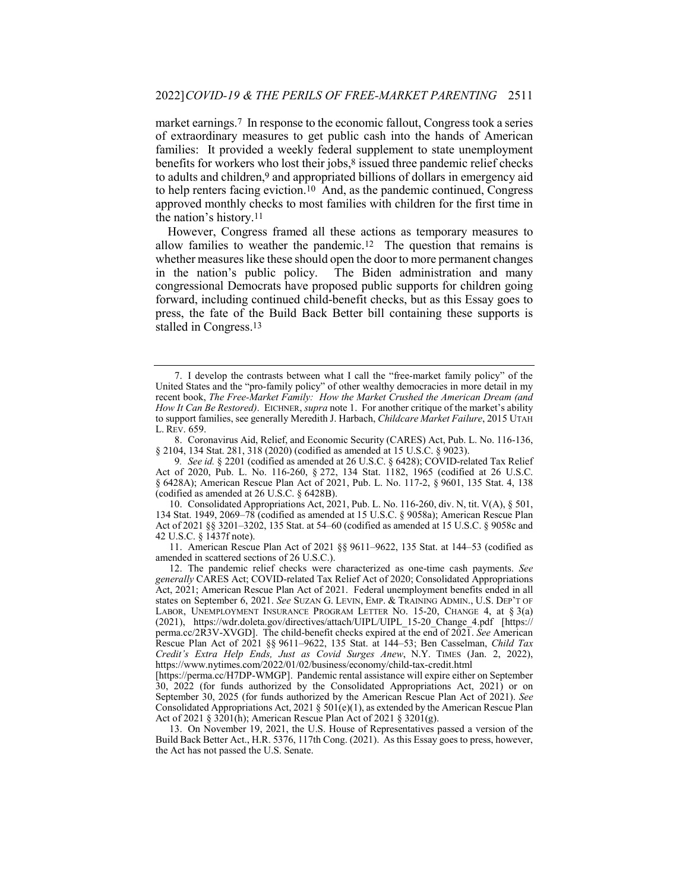market earnings.[7] In response to the economic fallout, Congress took a series of extraordinary measures to get public cash into the hands of American families: It provided a weekly federal supplement to state unemployment benefits for workers who lost their jobs,[8] issued three pandemic relief checks to adults and children,[9] and appropriated billions of dollars in emergency aid to help renters facing eviction.[10] And, as the pandemic continued, Congress approved monthly checks to most families with children for the first time in the nation's history.[11]

However, Congress framed all these actions as temporary measures to allow families to weather the pandemic.[12] The question that remains is whether measures like these should open the door to more permanent changes in the nation's public policy. The Biden administration and many congressional Democrats have proposed public supports for children going forward, including continued child-benefit checks, but as this Essay goes to press, the fate of the Build Back Better bill containing these supports is stalled in Congress.[13]

---

7. I develop the contrasts between what I call the "free-market family policy" of the United States and the "pro-family policy" of other wealthy democracies in more detail in my recent book, *The Free-Market Family: How the Market Crushed the American Dream (and How It Can Be Restored)*. EICHNER, *supra* note 1. For another critique of the market's ability to support families, see generally Meredith J. Harbach, *Childcare Market Failure*, 2015 UTAH L. REV. 659.

8. Coronavirus Aid, Relief, and Economic Security (CARES) Act, Pub. L. No. 116-136, § 2104, 134 Stat. 281, 318 (2020) (codified as amended at 15 U.S.C. § 9023).

9. *See id.* § 2201 (codified as amended at 26 U.S.C. § 6428); COVID-related Tax Relief Act of 2020, Pub. L. No. 116-260, § 272, 134 Stat. 1182, 1965 (codified at 26 U.S.C. § 6428A); American Rescue Plan Act of 2021, Pub. L. No. 117-2, § 9601, 135 Stat. 4, 138 (codified as amended at 26 U.S.C. § 6428B).

10. Consolidated Appropriations Act, 2021, Pub. L. No. 116-260, div. N, tit. V(A), § 501, 134 Stat. 1949, 2069–78 (codified as amended at 15 U.S.C. § 9058a); American Rescue Plan Act of 2021 §§ 3201–3202, 135 Stat. at 54–60 (codified as amended at 15 U.S.C. § 9058c and 42 U.S.C. § 1437f note).

11. American Rescue Plan Act of 2021 §§ 9611–9622, 135 Stat. at 144–53 (codified as amended in scattered sections of 26 U.S.C.).

12. The pandemic relief checks were characterized as one-time cash payments. *See generally* CARES Act; COVID-related Tax Relief Act of 2020; Consolidated Appropriations Act, 2021; American Rescue Plan Act of 2021. Federal unemployment benefits ended in all states on September 6, 2021. *See* SUZAN G. LEVIN, EMP. & TRAINING ADMIN., U.S. DEP'T OF LABOR, UNEMPLOYMENT INSURANCE PROGRAM LETTER NO. 15-20, CHANGE 4, at § 3(a) (2021), https://wdr.doleta.gov/directives/attach/UIPL/UIPL_15-20_Change_4.pdf [https://perma.cc/2R3V-XVGD]. The child-benefit checks expired at the end of 2021. *See* American Rescue Plan Act of 2021 §§ 9611–9622, 135 Stat. at 144–53; Ben Casselman, *Child Tax Credit's Extra Help Ends, Just as Covid Surges Anew*, N.Y. TIMES (Jan. 2, 2022), https://www.nytimes.com/2022/01/02/business/economy/child-tax-credit.html [https://perma.cc/H7DP-WMGP]. Pandemic rental assistance will expire either on September 30, 2022 (for funds authorized by the Consolidated Appropriations Act, 2021) or on September 30, 2025 (for funds authorized by the American Rescue Plan Act of 2021). *See* Consolidated Appropriations Act, 2021 § 501(e)(1), as extended by the American Rescue Plan Act of 2021 § 3201(h); American Rescue Plan Act of 2021 § 3201(g).

13. On November 19, 2021, the U.S. House of Representatives passed a version of the Build Back Better Act, H.R. 5376, 117th Cong. (2021). As this Essay goes to press, however, the Act has not passed the U.S. Senate.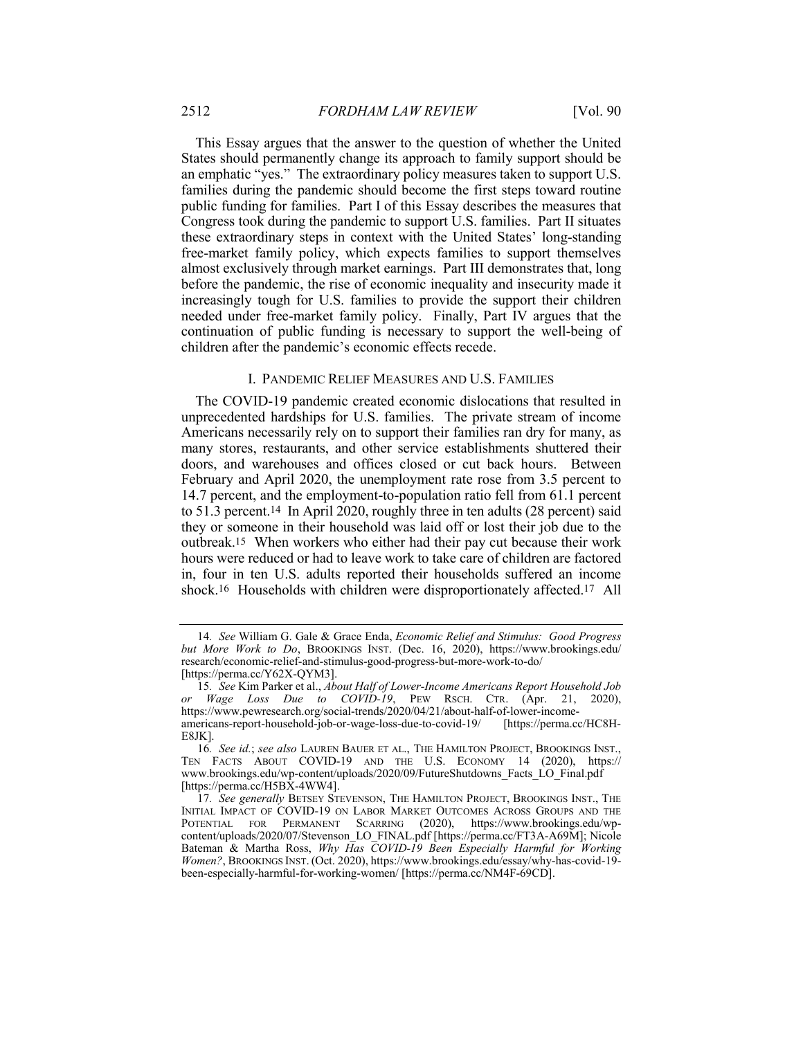This Essay argues that the answer to the question of whether the United States should permanently change its approach to family support should be an emphatic "yes." The extraordinary policy measures taken to support U.S. families during the pandemic should become the first steps toward routine public funding for families. Part I of this Essay describes the measures that Congress took during the pandemic to support U.S. families. Part II situates these extraordinary steps in context with the United States' long-standing free-market family policy, which expects families to support themselves almost exclusively through market earnings. Part III demonstrates that, long before the pandemic, the rise of economic inequality and insecurity made it increasingly tough for U.S. families to provide the support their children needed under free-market family policy. Finally, Part IV argues that the continuation of public funding is necessary to support the well-being of children after the pandemic's economic effects recede.

## I. PANDEMIC RELIEF MEASURES AND U.S. FAMILIES

The COVID-19 pandemic created economic dislocations that resulted in unprecedented hardships for U.S. families. The private stream of income Americans necessarily rely on to support their families ran dry for many, as many stores, restaurants, and other service establishments shuttered their doors, and warehouses and offices closed or cut back hours. Between February and April 2020, the unemployment rate rose from 3.5 percent to 14.7 percent, and the employment-to-population ratio fell from 61.1 percent to 51.3 percent.[14] In April 2020, roughly three in ten adults (28 percent) said they or someone in their household was laid off or lost their job due to the outbreak.[15] When workers who either had their pay cut because their work hours were reduced or had to leave work to take care of children are factored in, four in ten U.S. adults reported their households suffered an income shock.[16] Households with children were disproportionately affected.[17] All

---

14. *See* William G. Gale & Grace Enda, *Economic Relief and Stimulus: Good Progress but More Work to Do*, BROOKINGS INST. (Dec. 16, 2020), https://www.brookings.edu/research/economic-relief-and-stimulus-good-progress-but-more-work-to-do/ [https://perma.cc/Y62X-QYM3].

15. *See* Kim Parker et al., *About Half of Lower-Income Americans Report Household Job or Wage Loss Due to COVID-19*, PEW RSCH. CTR. (Apr. 21, 2020), https://www.pewresearch.org/social-trends/2020/04/21/about-half-of-lower-income-americans-report-household-job-or-wage-loss-due-to-covid-19/ [https://perma.cc/HC8H-E8JK].

16. *See id.*; *see also* LAUREN BAUER ET AL., THE HAMILTON PROJECT, BROOKINGS INST., TEN FACTS ABOUT COVID-19 AND THE U.S. ECONOMY 14 (2020), https://www.brookings.edu/wp-content/uploads/2020/09/FutureShutdowns_Facts_LO_Final.pdf [https://perma.cc/H5BX-4WW4].

17. *See generally* BETSEY STEVENSON, THE HAMILTON PROJECT, BROOKINGS INST., THE INITIAL IMPACT OF COVID-19 ON LABOR MARKET OUTCOMES ACROSS GROUPS AND THE POTENTIAL FOR PERMANENT SCARRING (2020), https://www.brookings.edu/wp-content/uploads/2020/07/Stevenson_LO_FINAL.pdf [https://perma.cc/FT3A-A69M]; Nicole Bateman & Martha Ross, *Why Has COVID-19 Been Especially Harmful for Working Women?*, BROOKINGS INST. (Oct. 2020), https://www.brookings.edu/essay/why-has-covid-19-been-especially-harmful-for-working-women/ [https://perma.cc/NM4F-69CD].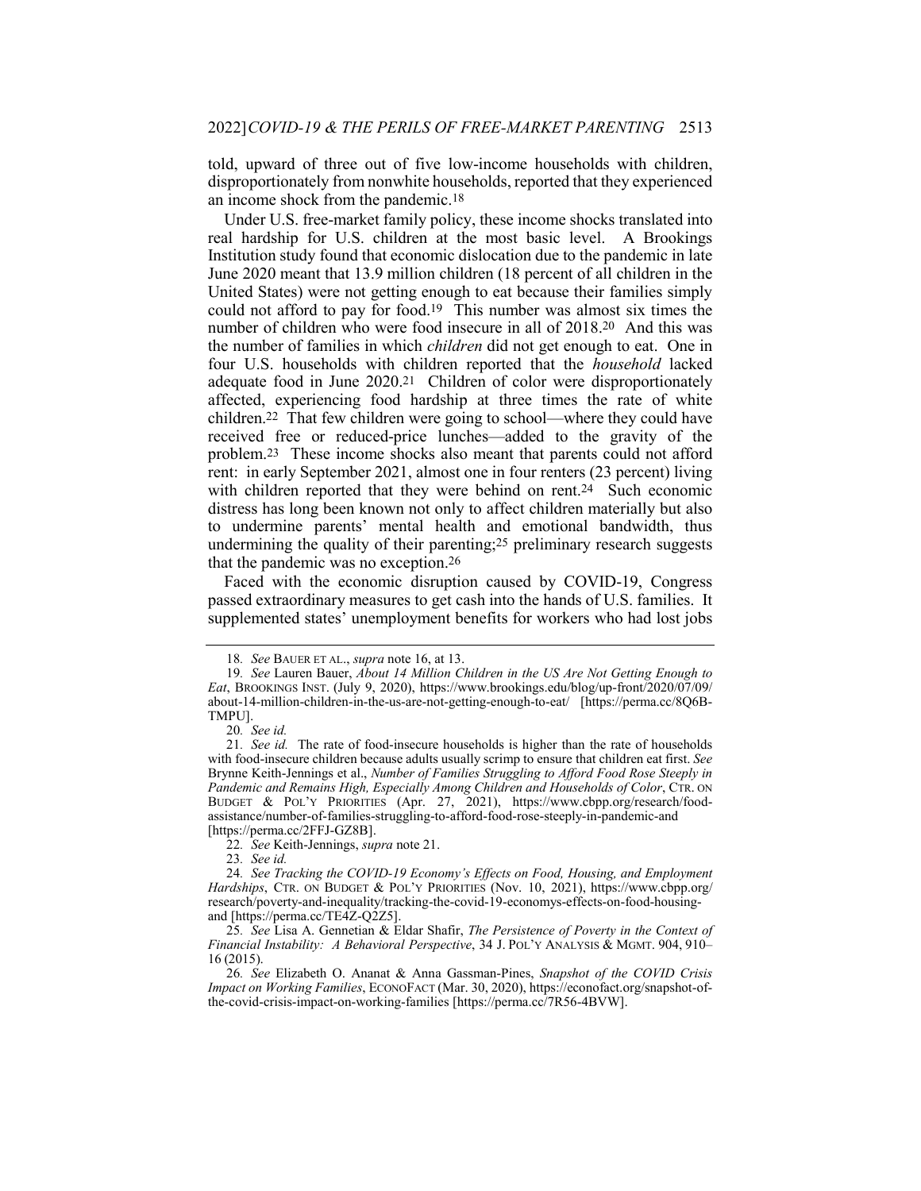told, upward of three out of five low-income households with children, disproportionately from nonwhite households, reported that they experienced an income shock from the pandemic.[18]

Under U.S. free-market family policy, these income shocks translated into real hardship for U.S. children at the most basic level. A Brookings Institution study found that economic dislocation due to the pandemic in late June 2020 meant that 13.9 million children (18 percent of all children in the United States) were not getting enough to eat because their families simply could not afford to pay for food.[19] This number was almost six times the number of children who were food insecure in all of 2018.[20] And this was the number of families in which *children* did not get enough to eat. One in four U.S. households with children reported that the *household* lacked adequate food in June 2020.[21] Children of color were disproportionately affected, experiencing food hardship at three times the rate of white children.[22] That few children were going to school—where they could have received free or reduced-price lunches—added to the gravity of the problem.[23] These income shocks also meant that parents could not afford rent: in early September 2021, almost one in four renters (23 percent) living with children reported that they were behind on rent.[24] Such economic distress has long been known not only to affect children materially but also to undermine parents' mental health and emotional bandwidth, thus undermining the quality of their parenting;[25] preliminary research suggests that the pandemic was no exception.[26]

Faced with the economic disruption caused by COVID-19, Congress passed extraordinary measures to get cash into the hands of U.S. families. It supplemented states' unemployment benefits for workers who had lost jobs

---

18. *See* BAUER ET AL., *supra* note 16, at 13.

19. *See* Lauren Bauer, *About 14 Million Children in the US Are Not Getting Enough to Eat*, BROOKINGS INST. (July 9, 2020), https://www.brookings.edu/blog/up-front/2020/07/09/about-14-million-children-in-the-us-are-not-getting-enough-to-eat/ [https://perma.cc/8Q6B-TMPU].

20. *See id.*

21. *See id.* The rate of food-insecure households is higher than the rate of households with food-insecure children because adults usually scrimp to ensure that children eat first. *See* Brynne Keith-Jennings et al., *Number of Families Struggling to Afford Food Rose Steeply in Pandemic and Remains High, Especially Among Children and Households of Color*, CTR. ON BUDGET & POL'Y PRIORITIES (Apr. 27, 2021), https://www.cbpp.org/research/food-assistance/number-of-families-struggling-to-afford-food-rose-steeply-in-pandemic-and [https://perma.cc/2FFJ-GZ8B].

22. *See* Keith-Jennings, *supra* note 21.

23. *See id.*

24. *See Tracking the COVID-19 Economy's Effects on Food, Housing, and Employment Hardships*, CTR. ON BUDGET & POL'Y PRIORITIES (Nov. 10, 2021), https://www.cbpp.org/research/poverty-and-inequality/tracking-the-covid-19-economys-effects-on-food-housing-and [https://perma.cc/TE4Z-Q2Z5].

25. *See* Lisa A. Gennetian & Eldar Shafir, *The Persistence of Poverty in the Context of Financial Instability: A Behavioral Perspective*, 34 J. POL'Y ANALYSIS & MGMT. 904, 910–16 (2015).

26. *See* Elizabeth O. Ananat & Anna Gassman-Pines, *Snapshot of the COVID Crisis Impact on Working Families*, ECONOFACT (Mar. 30, 2020), https://econofact.org/snapshot-of-the-covid-crisis-impact-on-working-families [https://perma.cc/7R56-4BVW].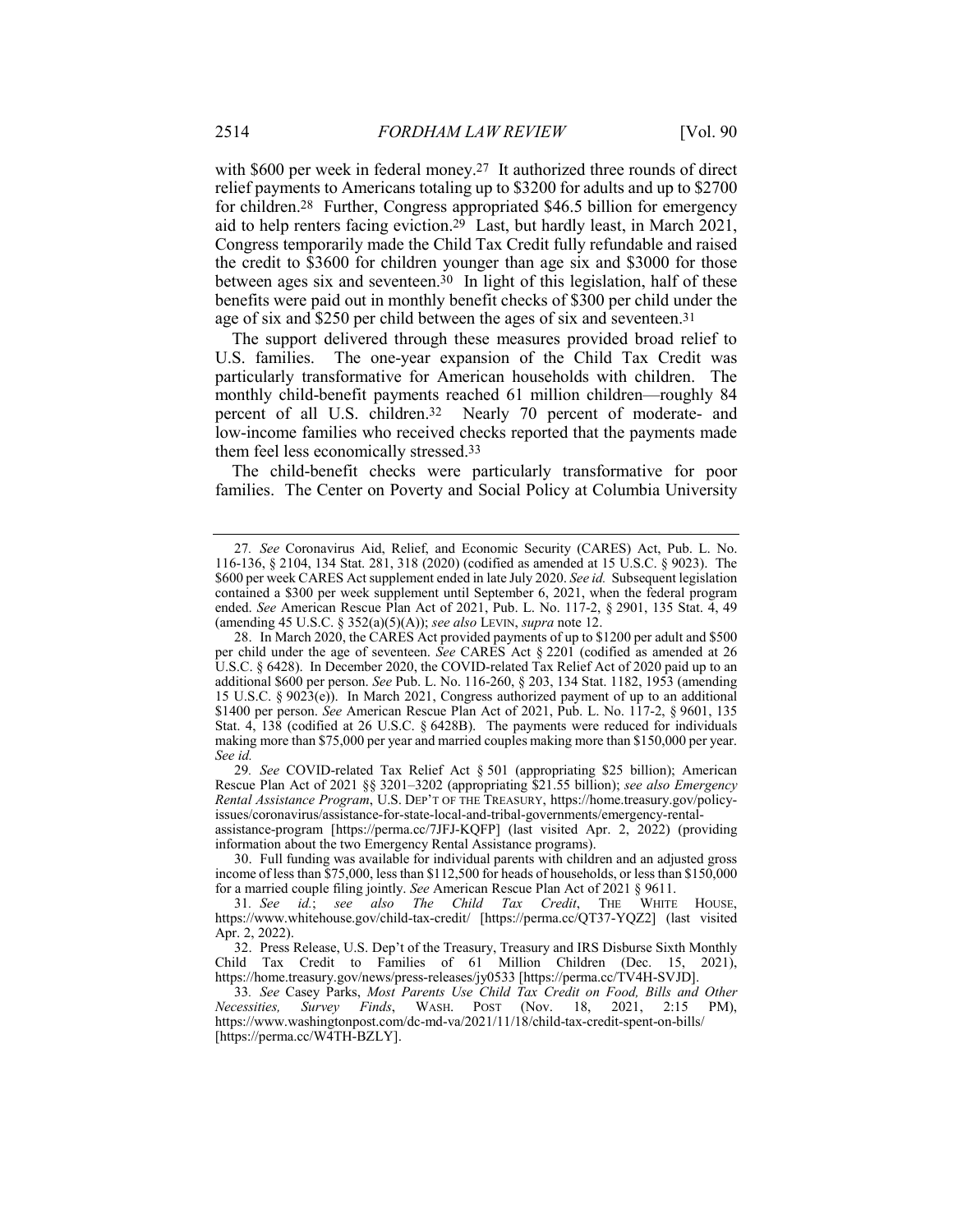with $600 per week in federal money.[27] It authorized three rounds of direct relief payments to Americans totaling up to $3200 for adults and up to $2700 for children.[28] Further, Congress appropriated $46.5 billion for emergency aid to help renters facing eviction.[29] Last, but hardly least, in March 2021, Congress temporarily made the Child Tax Credit fully refundable and raised the credit to $3600 for children younger than age six and $3000 for those between ages six and seventeen.[30] In light of this legislation, half of these benefits were paid out in monthly benefit checks of $300 per child under the age of six and $250 per child between the ages of six and seventeen.[31]

The support delivered through these measures provided broad relief to U.S. families. The one-year expansion of the Child Tax Credit was particularly transformative for American households with children. The monthly child-benefit payments reached 61 million children—roughly 84 percent of all U.S. children.[32] Nearly 70 percent of moderate- and low-income families who received checks reported that the payments made them feel less economically stressed.[33]

The child-benefit checks were particularly transformative for poor families. The Center on Poverty and Social Policy at Columbia University

---

27. *See* Coronavirus Aid, Relief, and Economic Security (CARES) Act, Pub. L. No. 116-136, § 2104, 134 Stat. 281, 318 (2020) (codified as amended at 15 U.S.C. § 9023). The $600 per week CARES Act supplement ended in late July 2020. *See id.* Subsequent legislation contained a $300 per week supplement until September 6, 2021, when the federal program ended. *See* American Rescue Plan Act of 2021, Pub. L. No. 117-2, § 2901, 135 Stat. 4, 49 (amending 45 U.S.C. § 352(a)(5)(A)); *see also* LEVIN, *supra* note 12.

28. In March 2020, the CARES Act provided payments of up to $1200 per adult and $500 per child under the age of seventeen. *See* CARES Act § 2201 (codified as amended at 26 U.S.C. § 6428). In December 2020, the COVID-related Tax Relief Act of 2020 paid up to an additional $600 per person. *See* Pub. L. No. 116-260, § 203, 134 Stat. 1182, 1953 (amending 15 U.S.C. § 9023(e)). In March 2021, Congress authorized payment of up to an additional $1400 per person. *See* American Rescue Plan Act of 2021, Pub. L. No. 117-2, § 9601, 135 Stat. 4, 138 (codified at 26 U.S.C. § 6428B). The payments were reduced for individuals making more than $75,000 per year and married couples making more than $150,000 per year. *See id.*

29. *See* COVID-related Tax Relief Act § 501 (appropriating $25 billion); American Rescue Plan Act of 2021 §§ 3201–3202 (appropriating $21.55 billion); *see also Emergency Rental Assistance Program*, U.S. DEP'T OF THE TREASURY, https://home.treasury.gov/policy-issues/coronavirus/assistance-for-state-local-and-tribal-governments/emergency-rental-assistance-program [https://perma.cc/7JFJ-KQFP] (last visited Apr. 2, 2022) (providing information about the two Emergency Rental Assistance programs).

30. Full funding was available for individual parents with children and an adjusted gross income of less than $75,000, less than $112,500 for heads of households, or less than $150,000 for a married couple filing jointly. *See* American Rescue Plan Act of 2021 § 9611.

31. *See id.*; *see also The Child Tax Credit*, THE WHITE HOUSE, https://www.whitehouse.gov/child-tax-credit/ [https://perma.cc/QT37-YQZ2] (last visited Apr. 2, 2022).

32. Press Release, U.S. Dep't of the Treasury, Treasury and IRS Disburse Sixth Monthly Child Tax Credit to Families of 61 Million Children (Dec. 15, 2021), https://home.treasury.gov/news/press-releases/jy0533 [https://perma.cc/TV4H-SVJD].

33. *See* Casey Parks, *Most Parents Use Child Tax Credit on Food, Bills and Other Necessities, Survey Finds*, WASH. POST (Nov. 18, 2021, 2:15 PM), https://www.washingtonpost.com/dc-md-va/2021/11/18/child-tax-credit-spent-on-bills/ [https://perma.cc/W4TH-BZLY].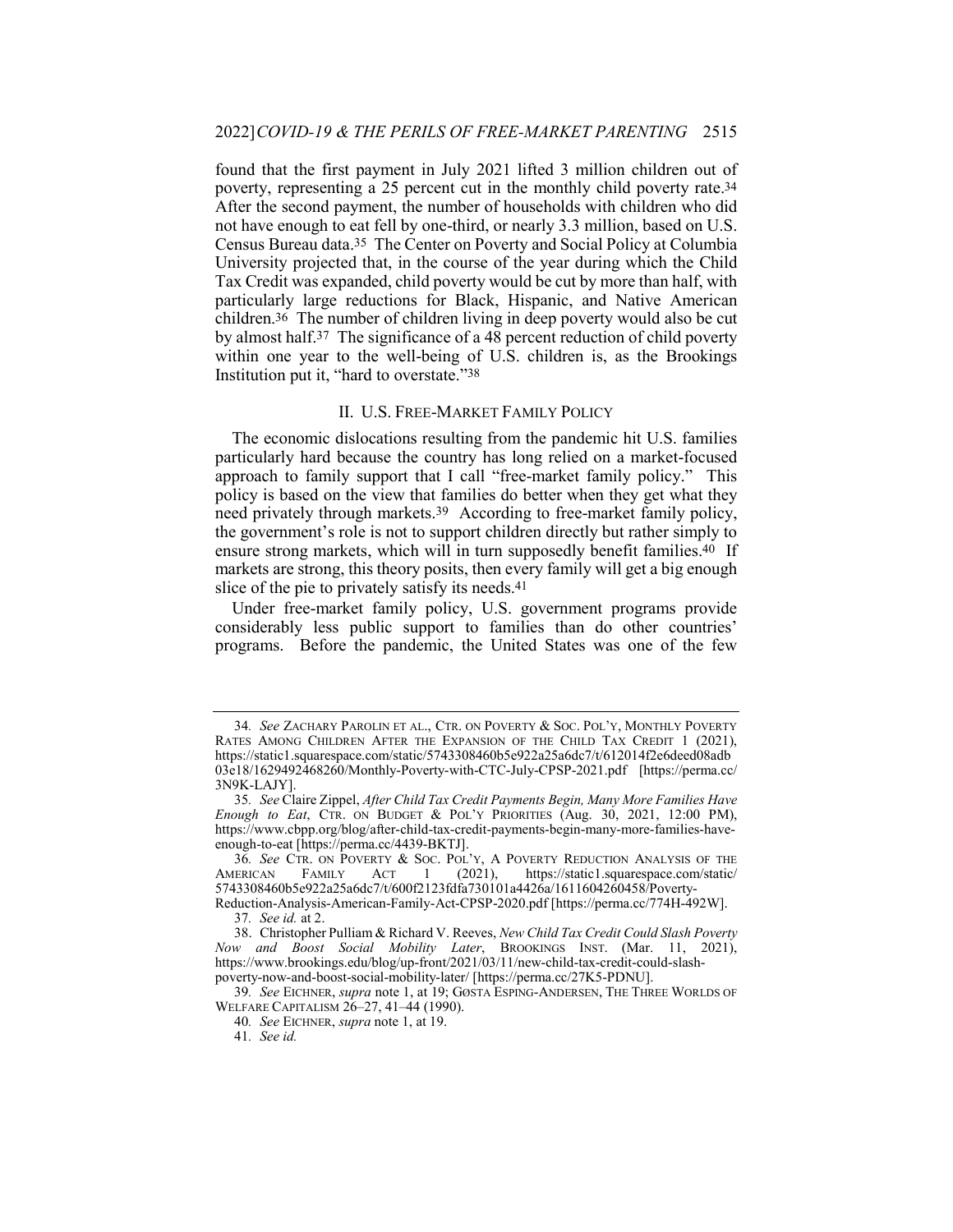found that the first payment in July 2021 lifted 3 million children out of poverty, representing a 25 percent cut in the monthly child poverty rate.[34] After the second payment, the number of households with children who did not have enough to eat fell by one-third, or nearly 3.3 million, based on U.S. Census Bureau data.[35] The Center on Poverty and Social Policy at Columbia University projected that, in the course of the year during which the Child Tax Credit was expanded, child poverty would be cut by more than half, with particularly large reductions for Black, Hispanic, and Native American children.[36] The number of children living in deep poverty would also be cut by almost half.[37] The significance of a 48 percent reduction of child poverty within one year to the well-being of U.S. children is, as the Brookings Institution put it, "hard to overstate."[38]

## II. U.S. FREE-MARKET FAMILY POLICY

The economic dislocations resulting from the pandemic hit U.S. families particularly hard because the country has long relied on a market-focused approach to family support that I call "free-market family policy." This policy is based on the view that families do better when they get what they need privately through markets.[39] According to free-market family policy, the government's role is not to support children directly but rather simply to ensure strong markets, which will in turn supposedly benefit families.[40] If markets are strong, this theory posits, then every family will get a big enough slice of the pie to privately satisfy its needs.[41]

Under free-market family policy, U.S. government programs provide considerably less public support to families than do other countries' programs. Before the pandemic, the United States was one of the few

---

34. *See* ZACHARY PAROLIN ET AL., CTR. ON POVERTY & SOC. POL'Y, MONTHLY POVERTY RATES AMONG CHILDREN AFTER THE EXPANSION OF THE CHILD TAX CREDIT 1 (2021), https://static1.squarespace.com/static/5743308460b5e922a25a6dc7/t/612014f2e6deed08adb03e18/1629492468260/Monthly-Poverty-with-CTC-July-CPSP-2021.pdf [https://perma.cc/3N9K-LAJY].

35. *See* Claire Zippel, *After Child Tax Credit Payments Begin, Many More Families Have Enough to Eat*, CTR. ON BUDGET & POL'Y PRIORITIES (Aug. 30, 2021, 12:00 PM), https://www.cbpp.org/blog/after-child-tax-credit-payments-begin-many-more-families-have-enough-to-eat [https://perma.cc/4439-BKTJ].

36. *See* CTR. ON POVERTY & SOC. POL'Y, A POVERTY REDUCTION ANALYSIS OF THE AMERICAN FAMILY ACT 1 (2021), https://static1.squarespace.com/static/5743308460b5e922a25a6dc7/t/600f2123fdfa730101a4426a/1611604260458/Poverty-Reduction-Analysis-American-Family-Act-CPSP-2020.pdf [https://perma.cc/774H-492W].

37. *See id.* at 2.

38. Christopher Pulliam & Richard V. Reeves, *New Child Tax Credit Could Slash Poverty Now and Boost Social Mobility Later*, BROOKINGS INST. (Mar. 11, 2021), https://www.brookings.edu/blog/up-front/2021/03/11/new-child-tax-credit-could-slash-poverty-now-and-boost-social-mobility-later/ [https://perma.cc/27K5-PDNU].

39. *See* EICHNER, *supra* note 1, at 19; GØSTA ESPING-ANDERSEN, THE THREE WORLDS OF WELFARE CAPITALISM 26–27, 41–44 (1990).

40. *See* EICHNER, *supra* note 1, at 19.

41. *See id.*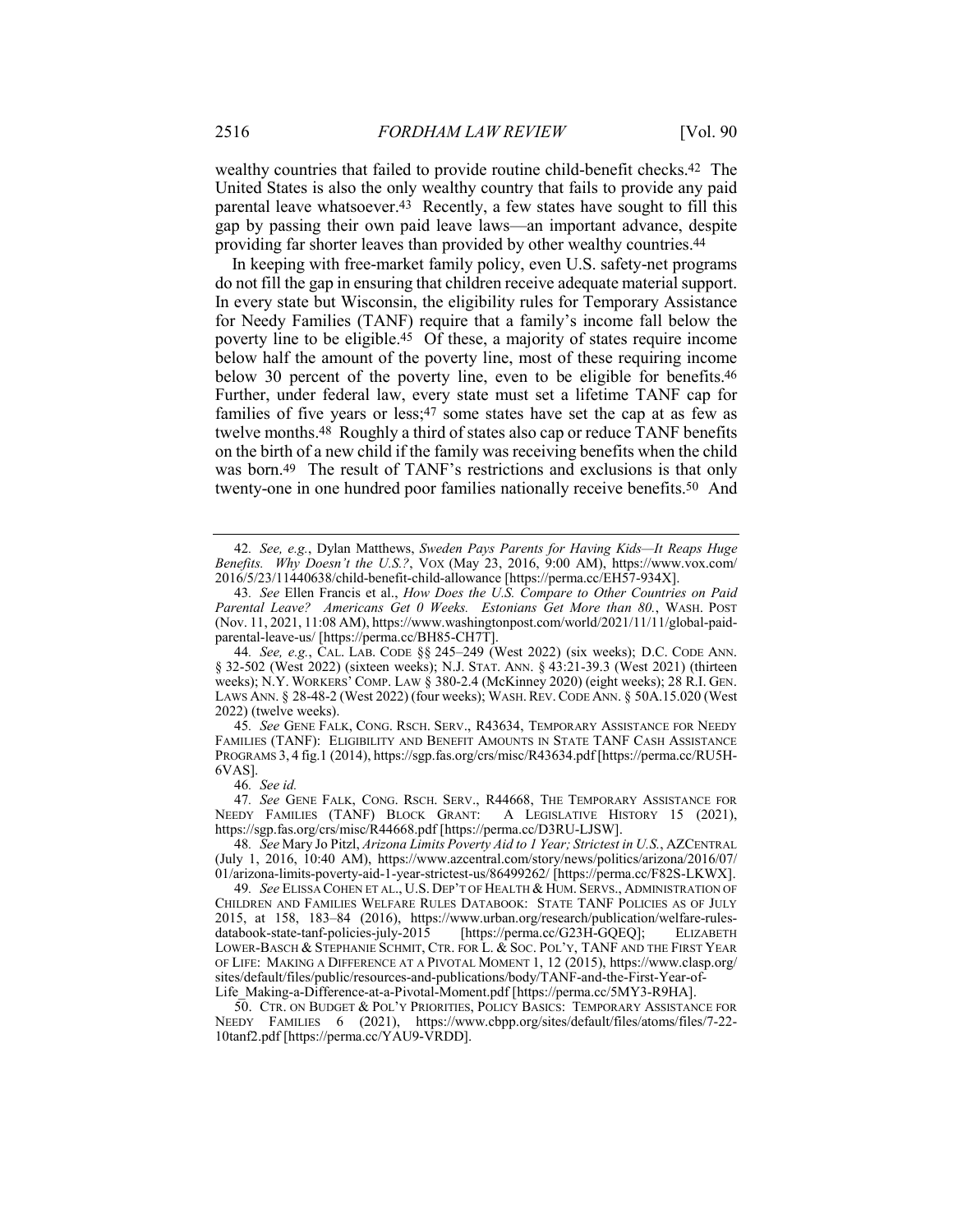wealthy countries that failed to provide routine child-benefit checks.[42] The United States is also the only wealthy country that fails to provide any paid parental leave whatsoever.[43] Recently, a few states have sought to fill this gap by passing their own paid leave laws—an important advance, despite providing far shorter leaves than provided by other wealthy countries.[44]

In keeping with free-market family policy, even U.S. safety-net programs do not fill the gap in ensuring that children receive adequate material support. In every state but Wisconsin, the eligibility rules for Temporary Assistance for Needy Families (TANF) require that a family's income fall below the poverty line to be eligible.[45] Of these, a majority of states require income below half the amount of the poverty line, most of these requiring income below 30 percent of the poverty line, even to be eligible for benefits.[46] Further, under federal law, every state must set a lifetime TANF cap for families of five years or less;[47] some states have set the cap at as few as twelve months.[48] Roughly a third of states also cap or reduce TANF benefits on the birth of a new child if the family was receiving benefits when the child was born.[49] The result of TANF's restrictions and exclusions is that only twenty-one in one hundred poor families nationally receive benefits.[50] And

---

42. *See, e.g.*, Dylan Matthews, *Sweden Pays Parents for Having Kids—It Reaps Huge Benefits. Why Doesn't the U.S.?*, VOX (May 23, 2016, 9:00 AM), https://www.vox.com/2016/5/23/11440638/child-benefit-child-allowance [https://perma.cc/EH57-934X].

43. *See* Ellen Francis et al., *How Does the U.S. Compare to Other Countries on Paid Parental Leave? Americans Get 0 Weeks. Estonians Get More than 80.*, WASH. POST (Nov. 11, 2021, 11:08 AM), https://www.washingtonpost.com/world/2021/11/11/global-paid-parental-leave-us/ [https://perma.cc/BH85-CH7T].

44. *See, e.g.*, CAL. LAB. CODE §§ 245–249 (West 2022) (six weeks); D.C. CODE ANN. § 32-502 (West 2022) (sixteen weeks); N.J. STAT. ANN. § 43:21-39.3 (West 2021) (thirteen weeks); N.Y. WORKERS' COMP. LAW § 380-2.4 (McKinney 2020) (eight weeks); 28 R.I. GEN. LAWS ANN. § 28-48-2 (West 2022) (four weeks); WASH. REV. CODE ANN. § 50A.15.020 (West 2022) (twelve weeks).

45. *See* GENE FALK, CONG. RSCH. SERV., R43634, TEMPORARY ASSISTANCE FOR NEEDY FAMILIES (TANF): ELIGIBILITY AND BENEFIT AMOUNTS IN STATE TANF CASH ASSISTANCE PROGRAMS 3, 4 fig.1 (2014), https://sgp.fas.org/crs/misc/R43634.pdf [https://perma.cc/RU5H-6VAS].

46. *See id.*

47. *See* GENE FALK, CONG. RSCH. SERV., R44668, THE TEMPORARY ASSISTANCE FOR NEEDY FAMILIES (TANF) BLOCK GRANT: A LEGISLATIVE HISTORY 15 (2021), https://sgp.fas.org/crs/misc/R44668.pdf [https://perma.cc/D3RU-LJSW].

48. *See* Mary Jo Pitzl, *Arizona Limits Poverty Aid to 1 Year; Strictest in U.S.*, AZCENTRAL (July 1, 2016, 10:40 AM), https://www.azcentral.com/story/news/politics/arizona/2016/07/01/arizona-limits-poverty-aid-1-year-strictest-us/86499262/ [https://perma.cc/F82S-LKWX].

49. *See* ELISSA COHEN ET AL., U.S. DEP'T OF HEALTH & HUM. SERVS., ADMINISTRATION OF CHILDREN AND FAMILIES WELFARE RULES DATABOOK: STATE TANF POLICIES AS OF JULY 2015, at 158, 183–84 (2016), https://www.urban.org/research/publication/welfare-rules-databook-state-tanf-policies-july-2015 [https://perma.cc/G23H-GQEQ]; ELIZABETH LOWER-BASCH & STEPHANIE SCHMIT, CTR. FOR L. & SOC. POL'Y, TANF AND THE FIRST YEAR OF LIFE: MAKING A DIFFERENCE AT A PIVOTAL MOMENT 1, 12 (2015), https://www.clasp.org/sites/default/files/public/resources-and-publications/body/TANF-and-the-First-Year-of-Life_Making-a-Difference-at-a-Pivotal-Moment.pdf [https://perma.cc/5MY3-R9HA].

50. CTR. ON BUDGET & POL'Y PRIORITIES, POLICY BASICS: TEMPORARY ASSISTANCE FOR NEEDY FAMILIES 6 (2021), https://www.cbpp.org/sites/default/files/atoms/files/7-22-10tanf2.pdf [https://perma.cc/YAU9-VRDD].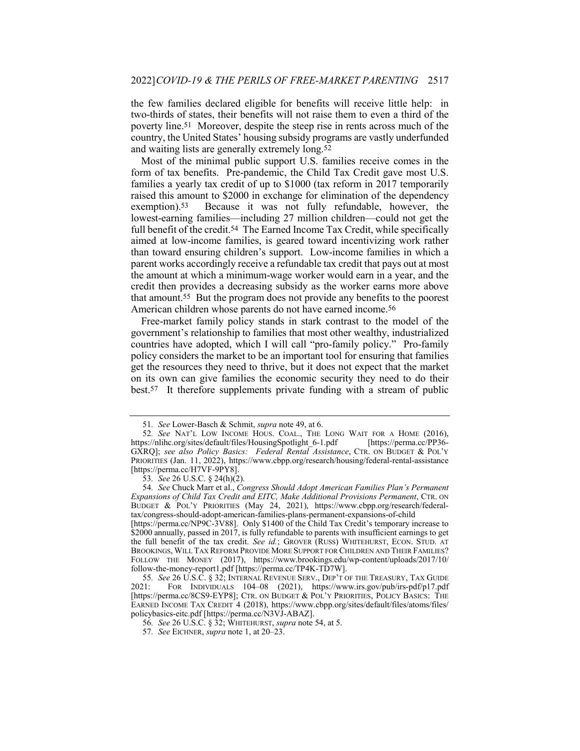the few families declared eligible for benefits will receive little help: in two-thirds of states, their benefits will not raise them to even a third of the poverty line.[51] Moreover, despite the steep rise in rents across much of the country, the United States' housing subsidy programs are vastly underfunded and waiting lists are generally extremely long.[52]

Most of the minimal public support U.S. families receive comes in the form of tax benefits. Pre-pandemic, the Child Tax Credit gave most U.S. families a yearly tax credit of up to $1000 (tax reform in 2017 temporarily raised this amount to $2000 in exchange for elimination of the dependency exemption).[53] Because it was not fully refundable, however, the lowest-earning families—including 27 million children—could not get the full benefit of the credit.[54] The Earned Income Tax Credit, while specifically aimed at low-income families, is geared toward incentivizing work rather than toward ensuring children's support. Low-income families in which a parent works accordingly receive a refundable tax credit that pays out at most the amount at which a minimum-wage worker would earn in a year, and the credit then provides a decreasing subsidy as the worker earns more above that amount.[55] But the program does not provide any benefits to the poorest American children whose parents do not have earned income.[56]

Free-market family policy stands in stark contrast to the model of the government's relationship to families that most other wealthy, industrialized countries have adopted, which I will call "pro-family policy." Pro-family policy considers the market to be an important tool for ensuring that families get the resources they need to thrive, but it does not expect that the market on its own can give families the economic security they need to do their best.[57] It therefore supplements private funding with a stream of public

---

51. *See* Lower-Basch & Schmit, *supra* note 49, at 6.

52. *See* NAT'L LOW INCOME HOUS. COAL., THE LONG WAIT FOR A HOME (2016), https://nlihc.org/sites/default/files/HousingSpotlight_6-1.pdf [https://perma.cc/PP36-GXRQ]; *see also Policy Basics: Federal Rental Assistance*, CTR. ON BUDGET & POL'Y PRIORITIES (Jan. 11, 2022), https://www.cbpp.org/research/housing/federal-rental-assistance [https://perma.cc/H7VF-9PY8].

53. *See* 26 U.S.C. § 24(h)(2).

54. *See* Chuck Marr et al., *Congress Should Adopt American Families Plan's Permanent Expansions of Child Tax Credit and EITC, Make Additional Provisions Permanent*, CTR. ON BUDGET & POL'Y PRIORITIES (May 24, 2021), https://www.cbpp.org/research/federal-tax/congress-should-adopt-american-families-plans-permanent-expansions-of-child [https://perma.cc/NP9C-3V88]. Only $1400 of the Child Tax Credit's temporary increase to $2000 annually, passed in 2017, is fully refundable to parents with insufficient earnings to get the full benefit of the tax credit. *See id.*; GROVER (RUSS) WHITEHURST, ECON. STUD. AT BROOKINGS, WILL TAX REFORM PROVIDE MORE SUPPORT FOR CHILDREN AND THEIR FAMILIES? FOLLOW THE MONEY (2017), https://www.brookings.edu/wp-content/uploads/2017/10/follow-the-money-report1.pdf [https://perma.cc/TP4K-TD7W].

55. *See* 26 U.S.C. § 32; INTERNAL REVENUE SERV., DEP'T OF THE TREASURY, TAX GUIDE 2021: FOR INDIVIDUALS 104–08 (2021), https://www.irs.gov/pub/irs-pdf/p17.pdf [https://perma.cc/8CS9-EYP8]; CTR. ON BUDGET & POL'Y PRIORITIES, POLICY BASICS: THE EARNED INCOME TAX CREDIT 4 (2018), https://www.cbpp.org/sites/default/files/atoms/files/policybasics-eitc.pdf [https://perma.cc/N3VJ-ABAZ].

56. *See* 26 U.S.C. § 32; WHITEHURST, *supra* note 54, at 5.

57. *See* EICHNER, *supra* note 1, at 20–23.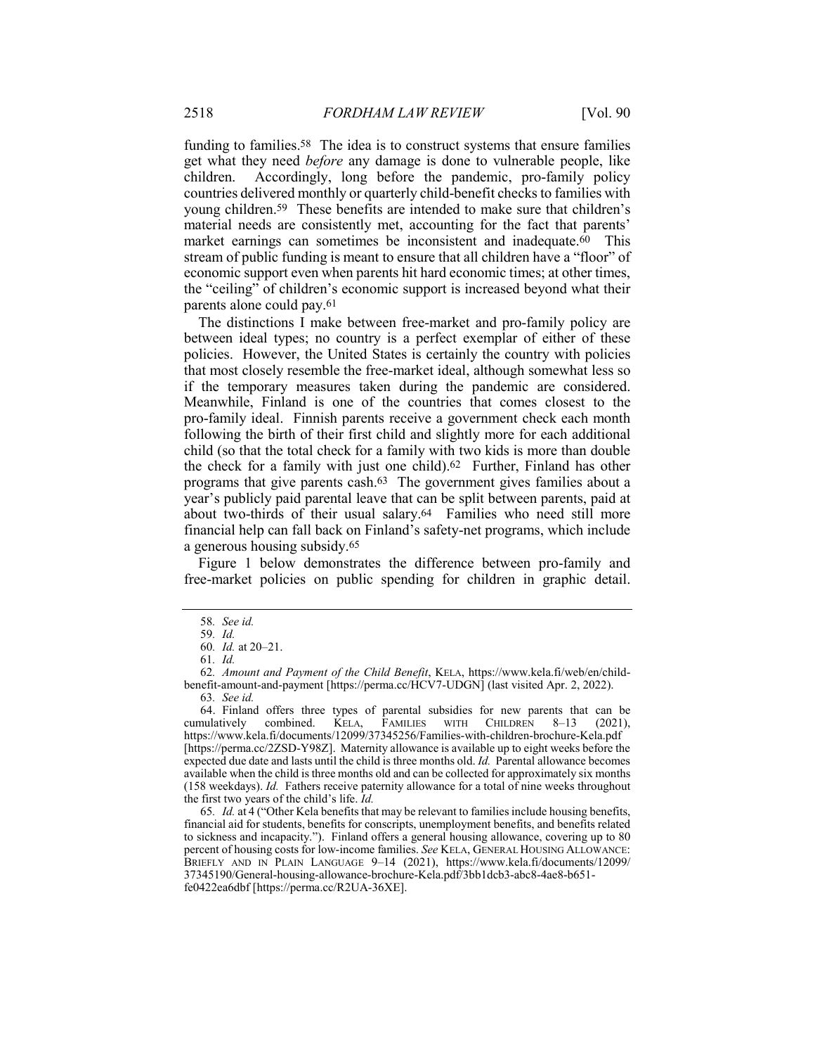funding to families.[58] The idea is to construct systems that ensure families get what they need *before* any damage is done to vulnerable people, like children. Accordingly, long before the pandemic, pro-family policy countries delivered monthly or quarterly child-benefit checks to families with young children.[59] These benefits are intended to make sure that children's material needs are consistently met, accounting for the fact that parents' market earnings can sometimes be inconsistent and inadequate.[60] This stream of public funding is meant to ensure that all children have a "floor" of economic support even when parents hit hard economic times; at other times, the "ceiling" of children's economic support is increased beyond what their parents alone could pay.[61]

The distinctions I make between free-market and pro-family policy are between ideal types; no country is a perfect exemplar of either of these policies. However, the United States is certainly the country with policies that most closely resemble the free-market ideal, although somewhat less so if the temporary measures taken during the pandemic are considered. Meanwhile, Finland is one of the countries that comes closest to the pro-family ideal. Finnish parents receive a government check each month following the birth of their first child and slightly more for each additional child (so that the total check for a family with two kids is more than double the check for a family with just one child).[62] Further, Finland has other programs that give parents cash.[63] The government gives families about a year's publicly paid parental leave that can be split between parents, paid at about two-thirds of their usual salary.[64] Families who need still more financial help can fall back on Finland's safety-net programs, which include a generous housing subsidy.[65]

Figure 1 below demonstrates the difference between pro-family and free-market policies on public spending for children in graphic detail.

---

58. *See id.*

59. *Id.*

60. *Id.* at 20–21.

61. *Id.*

62. *Amount and Payment of the Child Benefit*, KELA, https://www.kela.fi/web/en/child-benefit-amount-and-payment [https://perma.cc/HCV7-UDGN] (last visited Apr. 2, 2022).

63. *See id.*

64. Finland offers three types of parental subsidies for new parents that can be cumulatively combined. KELA, FAMILIES WITH CHILDREN 8–13 (2021), https://www.kela.fi/documents/12099/37345256/Families-with-children-brochure-Kela.pdf [https://perma.cc/2ZSD-Y98Z]. Maternity allowance is available up to eight weeks before the expected due date and lasts until the child is three months old. *Id.* Parental allowance becomes available when the child is three months old and can be collected for approximately six months (158 weekdays). *Id.* Fathers receive paternity allowance for a total of nine weeks throughout the first two years of the child's life. *Id.*

65. *Id.* at 4 ("Other Kela benefits that may be relevant to families include housing benefits, financial aid for students, benefits for conscripts, unemployment benefits, and benefits related to sickness and incapacity."). Finland offers a general housing allowance, covering up to 80 percent of housing costs for low-income families. *See* KELA, GENERAL HOUSING ALLOWANCE: BRIEFLY AND IN PLAIN LANGUAGE 9–14 (2021), https://www.kela.fi/documents/12099/37345190/General-housing-allowance-brochure-Kela.pdf/3bb1dcb3-abc8-4ae8-b651-fe0422ea6dbf [https://perma.cc/R2UA-36XE].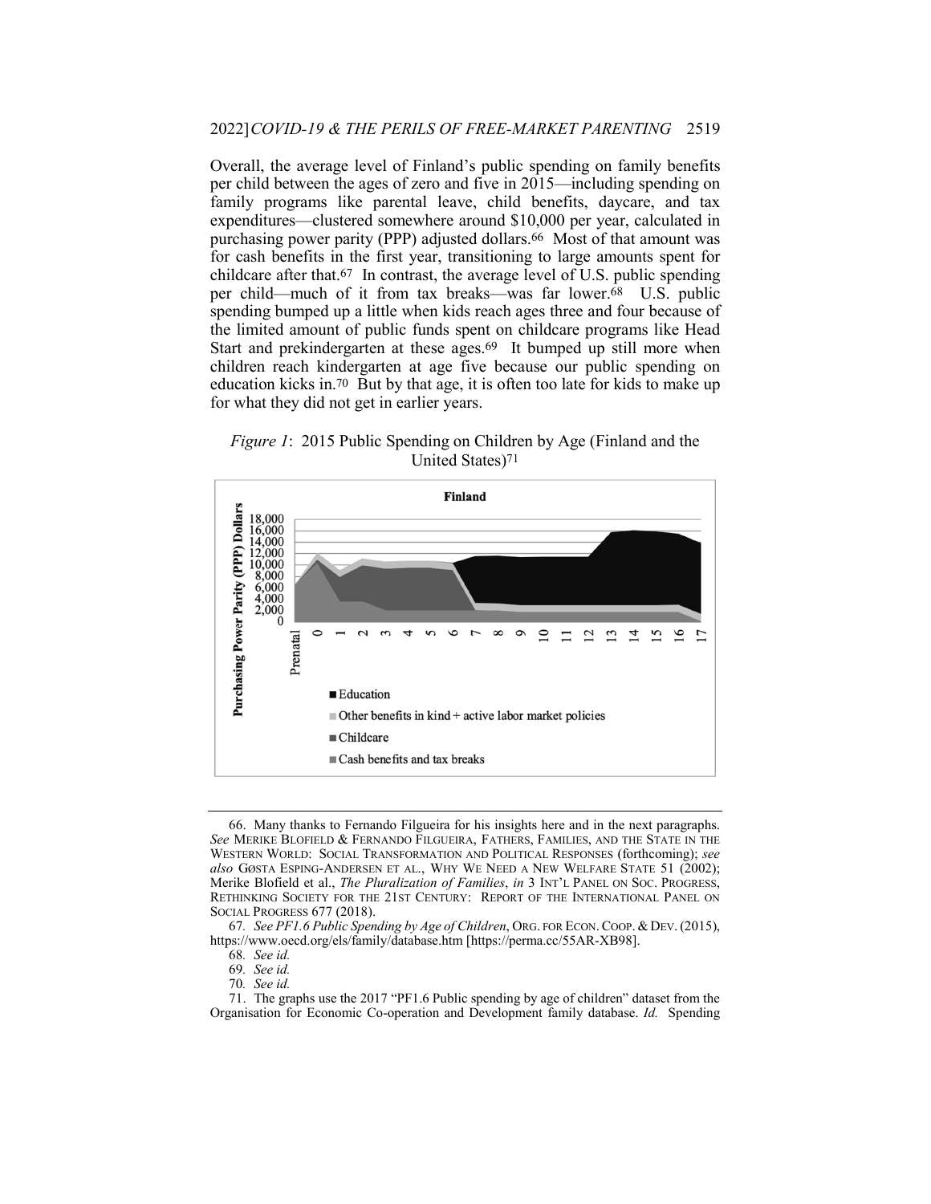Overall, the average level of Finland's public spending on family benefits per child between the ages of zero and five in 2015—including spending on family programs like parental leave, child benefits, daycare, and tax expenditures—clustered somewhere around $10,000 per year, calculated in purchasing power parity (PPP) adjusted dollars.[66] Most of that amount was for cash benefits in the first year, transitioning to large amounts spent for childcare after that.[67] In contrast, the average level of U.S. public spending per child—much of it from tax breaks—was far lower.[68] U.S. public spending bumped up a little when kids reach ages three and four because of the limited amount of public funds spent on childcare programs like Head Start and prekindergarten at these ages.[69] It bumped up still more when children reach kindergarten at age five because our public spending on education kicks in.[70] But by that age, it is often too late for kids to make up for what they did not get in earlier years.

*Figure 1*: 2015 Public Spending on Children by Age (Finland and the United States)[71]

Finland

Purchasing Power Parity (PPP) Dollars

18,000
16,000
14,000
12,000
10,000
8,000
6,000
4,000
2,000
0

Prenatal 0 1 2 3 4 5 6 7 8 9 10 11 12 13 14 15 16 17

Education

Other benefits in kind + active labor market policies

Childcare

Cash benefits and tax breaks

---

66. Many thanks to Fernando Filgueira for his insights here and in the next paragraphs. *See* MERIKE BLOFIELD & FERNANDO FILGUEIRA, FATHERS, FAMILIES, AND THE STATE IN THE WESTERN WORLD: SOCIAL TRANSFORMATION AND POLITICAL RESPONSES (forthcoming); *see also* GØSTA ESPING-ANDERSEN ET AL., WHY WE NEED A NEW WELFARE STATE 51 (2002); Merike Blofield et al., *The Pluralization of Families*, *in* 3 INT'L PANEL ON SOC. PROGRESS, RETHINKING SOCIETY FOR THE 21ST CENTURY: REPORT OF THE INTERNATIONAL PANEL ON SOCIAL PROGRESS 677 (2018).

67. *See PF1.6 Public Spending by Age of Children*, ORG. FOR ECON. COOP. & DEV. (2015), https://www.oecd.org/els/family/database.htm [https://perma.cc/55AR-XB98].

68. *See id.*

69. *See id.*

70. *See id.*

71. The graphs use the 2017 "PF1.6 Public spending by age of children" dataset from the Organisation for Economic Co-operation and Development family database. *Id.* Spending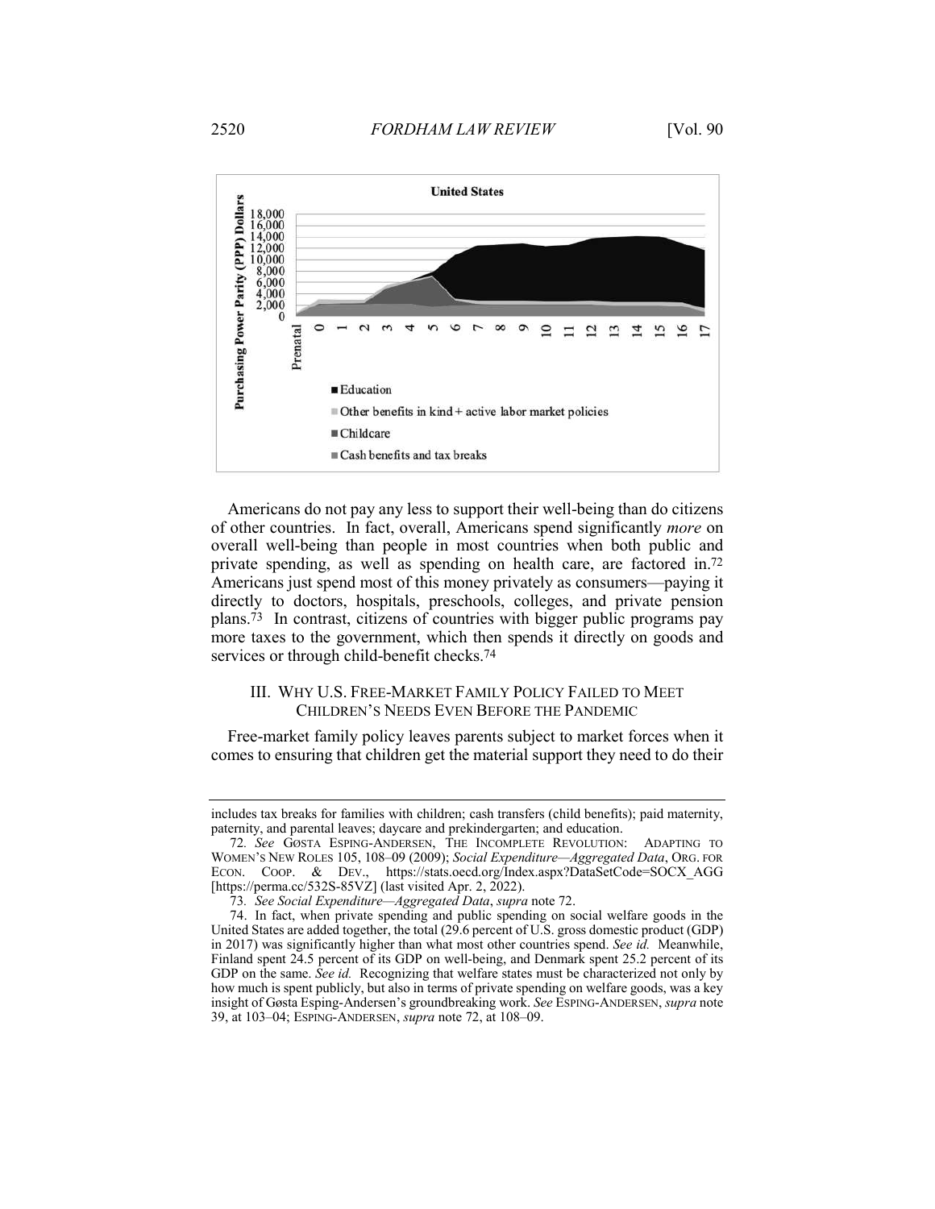United States

Purchasing Power Parity (PPP) Dollars

18,000
16,000
14,000
12,000
10,000
8,000
6,000
4,000
2,000
0

Prenatal 0 1 2 3 4 5 6 7 8 9 10 11 12 13 14 15 16 17

■ Education
■ Other benefits in kind + active labor market policies
■ Childcare
■ Cash benefits and tax breaks

Americans do not pay any less to support their well-being than do citizens of other countries. In fact, overall, Americans spend significantly *more* on overall well-being than people in most countries when both public and private spending, as well as spending on health care, are factored in.[72] Americans just spend most of this money privately as consumers—paying it directly to doctors, hospitals, preschools, colleges, and private pension plans.[73] In contrast, citizens of countries with bigger public programs pay more taxes to the government, which then spends it directly on goods and services or through child-benefit checks.[74]

## III. WHY U.S. FREE-MARKET FAMILY POLICY FAILED TO MEET CHILDREN'S NEEDS EVEN BEFORE THE PANDEMIC

Free-market family policy leaves parents subject to market forces when it comes to ensuring that children get the material support they need to do their

---

includes tax breaks for families with children; cash transfers (child benefits); paid maternity, paternity, and parental leaves; daycare and prekindergarten; and education.

72. *See* GØSTA ESPING-ANDERSEN, THE INCOMPLETE REVOLUTION: ADAPTING TO WOMEN'S NEW ROLES 105, 108–09 (2009); *Social Expenditure—Aggregated Data*, ORG. FOR ECON. COOP. & DEV., https://stats.oecd.org/Index.aspx?DataSetCode=SOCX_AGG [https://perma.cc/532S-85VZ] (last visited Apr. 2, 2022).

73. *See Social Expenditure—Aggregated Data*, *supra* note 72.

74. In fact, when private spending and public spending on social welfare goods in the United States are added together, the total (29.6 percent of U.S. gross domestic product (GDP) in 2017) was significantly higher than what most other countries spend. *See id.* Meanwhile, Finland spent 24.5 percent of its GDP on well-being, and Denmark spent 25.2 percent of its GDP on the same. *See id.* Recognizing that welfare states must be characterized not only by how much is spent publicly, but also in terms of private spending on welfare goods, was a key insight of Gøsta Esping-Andersen's groundbreaking work. *See* ESPING-ANDERSEN, *supra* note 39, at 103–04; ESPING-ANDERSEN, *supra* note 72, at 108–09.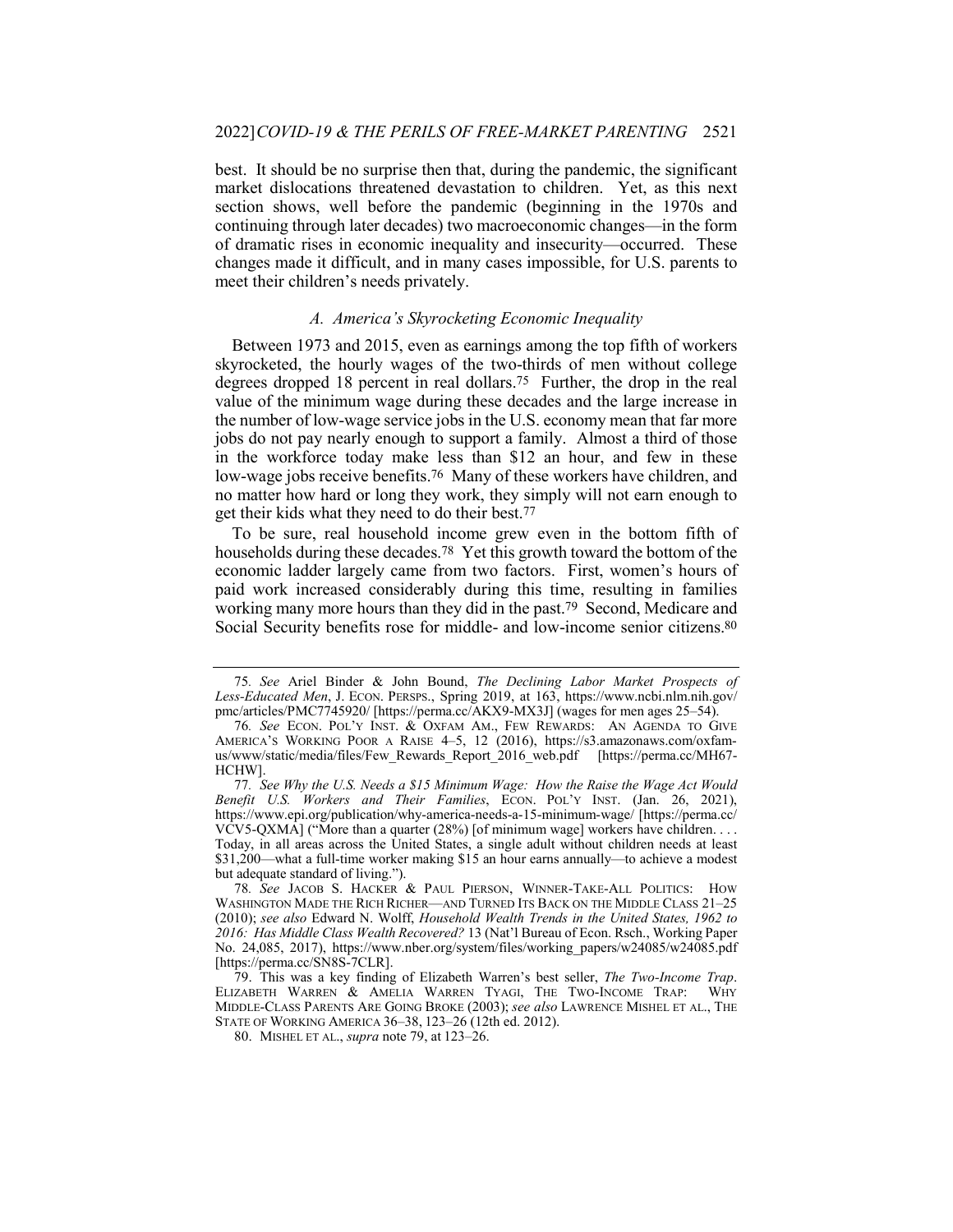best. It should be no surprise then that, during the pandemic, the significant market dislocations threatened devastation to children. Yet, as this next section shows, well before the pandemic (beginning in the 1970s and continuing through later decades) two macroeconomic changes—in the form of dramatic rises in economic inequality and insecurity—occurred. These changes made it difficult, and in many cases impossible, for U.S. parents to meet their children's needs privately.

### *A. America's Skyrocketing Economic Inequality*

Between 1973 and 2015, even as earnings among the top fifth of workers skyrocketed, the hourly wages of the two-thirds of men without college degrees dropped 18 percent in real dollars.[75] Further, the drop in the real value of the minimum wage during these decades and the large increase in the number of low-wage service jobs in the U.S. economy mean that far more jobs do not pay nearly enough to support a family. Almost a third of those in the workforce today make less than $12 an hour, and few in these low-wage jobs receive benefits.[76] Many of these workers have children, and no matter how hard or long they work, they simply will not earn enough to get their kids what they need to do their best.[77]

To be sure, real household income grew even in the bottom fifth of households during these decades.[78] Yet this growth toward the bottom of the economic ladder largely came from two factors. First, women's hours of paid work increased considerably during this time, resulting in families working many more hours than they did in the past.[79] Second, Medicare and Social Security benefits rose for middle- and low-income senior citizens.[80]

---

75. *See* Ariel Binder & John Bound, *The Declining Labor Market Prospects of Less-Educated Men*, J. ECON. PERSPS., Spring 2019, at 163, https://www.ncbi.nlm.nih.gov/pmc/articles/PMC7745920/ [https://perma.cc/AKX9-MX3J] (wages for men ages 25–54).

76. *See* ECON. POL'Y INST. & OXFAM AM., FEW REWARDS: AN AGENDA TO GIVE AMERICA'S WORKING POOR A RAISE 4–5, 12 (2016), https://s3.amazonaws.com/oxfam-us/www/static/media/files/Few_Rewards_Report_2016_web.pdf [https://perma.cc/MH67-HCHW].

77. *See Why the U.S. Needs a $15 Minimum Wage: How the Raise the Wage Act Would Benefit U.S. Workers and Their Families*, ECON. POL'Y INST. (Jan. 26, 2021), https://www.epi.org/publication/why-america-needs-a-15-minimum-wage/ [https://perma.cc/VCV5-QXMA] ("More than a quarter (28%) [of minimum wage] workers have children. . . . Today, in all areas across the United States, a single adult without children needs at least $31,200—what a full-time worker making $15 an hour earns annually—to achieve a modest but adequate standard of living.").

78. *See* JACOB S. HACKER & PAUL PIERSON, WINNER-TAKE-ALL POLITICS: HOW WASHINGTON MADE THE RICH RICHER—AND TURNED ITS BACK ON THE MIDDLE CLASS 21–25 (2010); *see also* Edward N. Wolff, *Household Wealth Trends in the United States, 1962 to 2016: Has Middle Class Wealth Recovered?* 13 (Nat'l Bureau of Econ. Rsch., Working Paper No. 24,085, 2017), https://www.nber.org/system/files/working_papers/w24085/w24085.pdf [https://perma.cc/SN8S-7CLR].

79. This was a key finding of Elizabeth Warren's best seller, *The Two-Income Trap*. ELIZABETH WARREN & AMELIA WARREN TYAGI, THE TWO-INCOME TRAP: WHY MIDDLE-CLASS PARENTS ARE GOING BROKE (2003); *see also* LAWRENCE MISHEL ET AL., THE STATE OF WORKING AMERICA 36–38, 123–26 (12th ed. 2012).

80. MISHEL ET AL., *supra* note 79, at 123–26.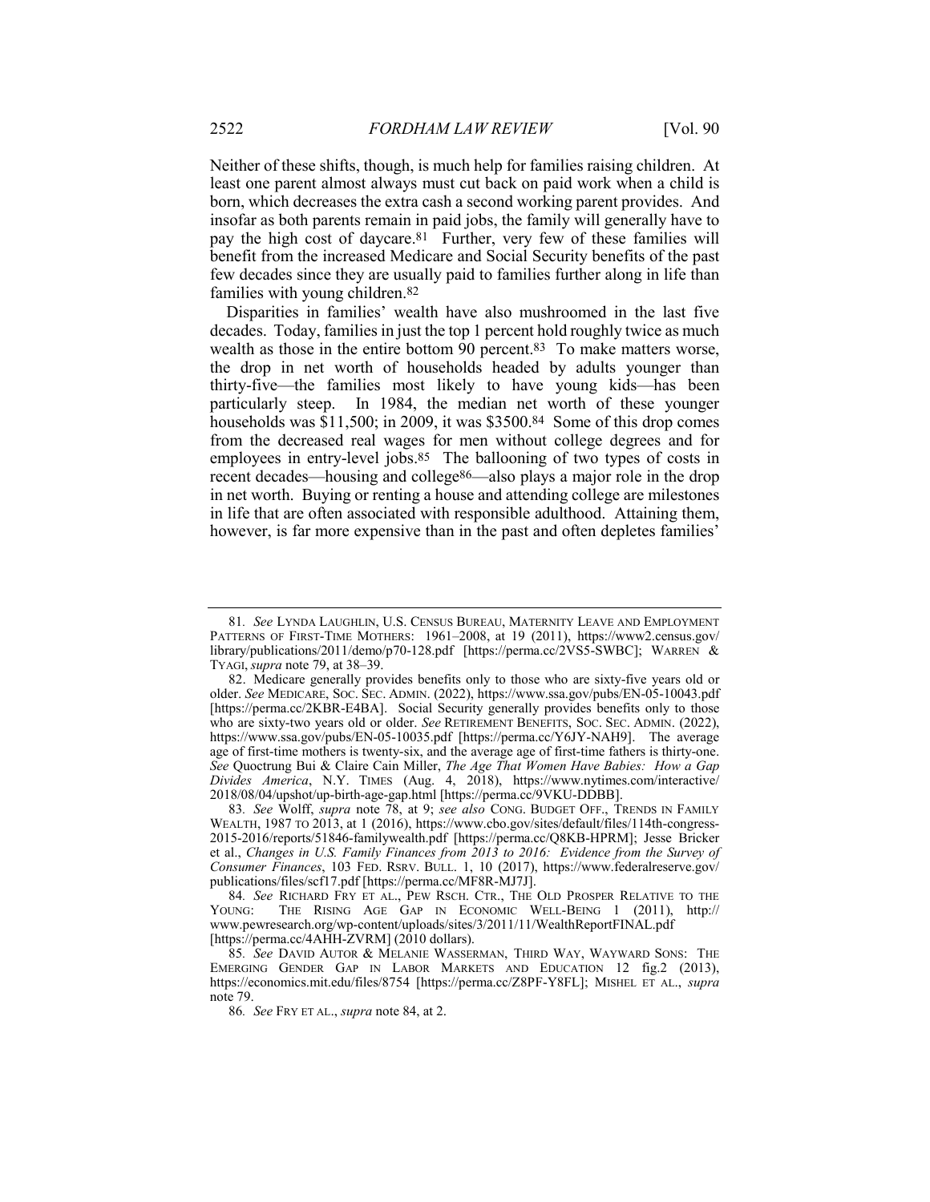Neither of these shifts, though, is much help for families raising children. At least one parent almost always must cut back on paid work when a child is born, which decreases the extra cash a second working parent provides. And insofar as both parents remain in paid jobs, the family will generally have to pay the high cost of daycare.[81] Further, very few of these families will benefit from the increased Medicare and Social Security benefits of the past few decades since they are usually paid to families further along in life than families with young children.[82]

Disparities in families' wealth have also mushroomed in the last five decades. Today, families in just the top 1 percent hold roughly twice as much wealth as those in the entire bottom 90 percent.[83] To make matters worse, the drop in net worth of households headed by adults younger than thirty-five—the families most likely to have young kids—has been particularly steep. In 1984, the median net worth of these younger households was $11,500; in 2009, it was $3500.[84] Some of this drop comes from the decreased real wages for men without college degrees and for employees in entry-level jobs.[85] The ballooning of two types of costs in recent decades—housing and college[86]—also plays a major role in the drop in net worth. Buying or renting a house and attending college are milestones in life that are often associated with responsible adulthood. Attaining them, however, is far more expensive than in the past and often depletes families'

---

81. *See* LYNDA LAUGHLIN, U.S. CENSUS BUREAU, MATERNITY LEAVE AND EMPLOYMENT PATTERNS OF FIRST-TIME MOTHERS: 1961–2008, at 19 (2011), https://www2.census.gov/library/publications/2011/demo/p70-128.pdf [https://perma.cc/2VS5-SWBC]; WARREN & TYAGI, *supra* note 79, at 38–39.

82. Medicare generally provides benefits only to those who are sixty-five years old or older. *See* MEDICARE, SOC. SEC. ADMIN. (2022), https://www.ssa.gov/pubs/EN-05-10043.pdf [https://perma.cc/2KBR-E4BA]. Social Security generally provides benefits only to those who are sixty-two years old or older. *See* RETIREMENT BENEFITS, SOC. SEC. ADMIN. (2022), https://www.ssa.gov/pubs/EN-05-10035.pdf [https://perma.cc/Y6JY-NAH9]. The average age of first-time mothers is twenty-six, and the average age of first-time fathers is thirty-one. *See* Quoctrung Bui & Claire Cain Miller, *The Age That Women Have Babies: How a Gap Divides America*, N.Y. TIMES (Aug. 4, 2018), https://www.nytimes.com/interactive/2018/08/04/upshot/up-birth-age-gap.html [https://perma.cc/9VKU-DDBB].

83. *See* Wolff, *supra* note 78, at 9; *see also* CONG. BUDGET OFF., TRENDS IN FAMILY WEALTH, 1987 TO 2013, at 1 (2016), https://www.cbo.gov/sites/default/files/114th-congress-2015-2016/reports/51846-familywealth.pdf [https://perma.cc/Q8KB-HPRM]; Jesse Bricker et al., *Changes in U.S. Family Finances from 2013 to 2016: Evidence from the Survey of Consumer Finances*, 103 FED. RSRV. BULL. 1, 10 (2017), https://www.federalreserve.gov/publications/files/scf17.pdf [https://perma.cc/MF8R-MJ7J].

84. *See* RICHARD FRY ET AL., PEW RSCH. CTR., THE OLD PROSPER RELATIVE TO THE YOUNG: THE RISING AGE GAP IN ECONOMIC WELL-BEING 1 (2011), http://www.pewresearch.org/wp-content/uploads/sites/3/2011/11/WealthReportFINAL.pdf [https://perma.cc/4AHH-ZVRM] (2010 dollars).

85. *See* DAVID AUTOR & MELANIE WASSERMAN, THIRD WAY, WAYWARD SONS: THE EMERGING GENDER GAP IN LABOR MARKETS AND EDUCATION 12 fig.2 (2013), https://economics.mit.edu/files/8754 [https://perma.cc/Z8PF-Y8FL]; MISHEL ET AL., *supra* note 79.

86. *See* FRY ET AL., *supra* note 84, at 2.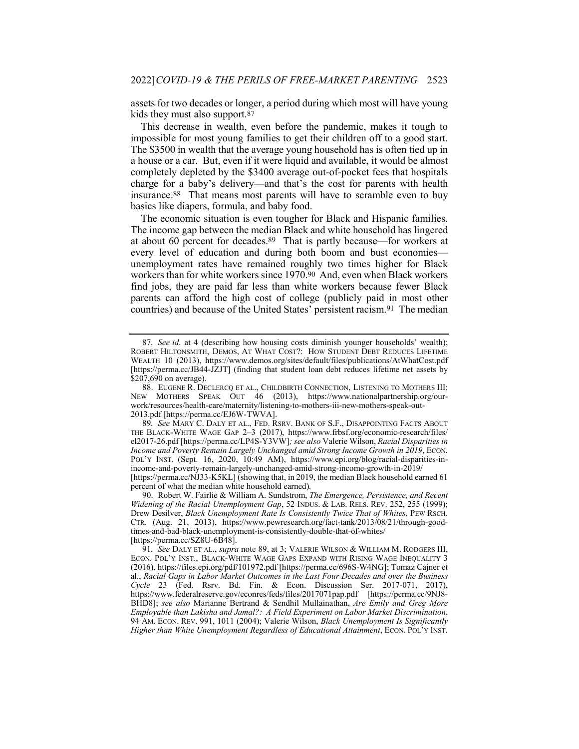assets for two decades or longer, a period during which most will have young kids they must also support.[87]

This decrease in wealth, even before the pandemic, makes it tough to impossible for most young families to get their children off to a good start. The $3500 in wealth that the average young household has is often tied up in a house or a car. But, even if it were liquid and available, it would be almost completely depleted by the $3400 average out-of-pocket fees that hospitals charge for a baby's delivery—and that's the cost for parents with health insurance.[88] That means most parents will have to scramble even to buy basics like diapers, formula, and baby food.

The economic situation is even tougher for Black and Hispanic families. The income gap between the median Black and white household has lingered at about 60 percent for decades.[89] That is partly because—for workers at every level of education and during both boom and bust economies—unemployment rates have remained roughly two times higher for Black workers than for white workers since 1970.[90] And, even when Black workers find jobs, they are paid far less than white workers because fewer Black parents can afford the high cost of college (publicly paid in most other countries) and because of the United States' persistent racism.[91] The median

---

87. *See id.* at 4 (describing how housing costs diminish younger households' wealth); ROBERT HILTONSMITH, DEMOS, AT WHAT COST?: HOW STUDENT DEBT REDUCES LIFETIME WEALTH 10 (2013), https://www.demos.org/sites/default/files/publications/AtWhatCost.pdf [https://perma.cc/JB44-JZJT] (finding that student loan debt reduces lifetime net assets by $207,690 on average).

88. EUGENE R. DECLERCQ ET AL., CHILDBIRTH CONNECTION, LISTENING TO MOTHERS III: NEW MOTHERS SPEAK OUT 46 (2013), https://www.nationalpartnership.org/our-work/resources/health-care/maternity/listening-to-mothers-iii-new-mothers-speak-out-2013.pdf [https://perma.cc/EJ6W-TWVA].

89. *See* MARY C. DALY ET AL., FED. RSRV. BANK OF S.F., DISAPPOINTING FACTS ABOUT THE BLACK-WHITE WAGE GAP 2–3 (2017), https://www.frbsf.org/economic-research/files/el2017-26.pdf [https://perma.cc/LP4S-Y3VW]*; see also* Valerie Wilson, *Racial Disparities in Income and Poverty Remain Largely Unchanged amid Strong Income Growth in 2019*, ECON. POL'Y INST. (Sept. 16, 2020, 10:49 AM), https://www.epi.org/blog/racial-disparities-in-income-and-poverty-remain-largely-unchanged-amid-strong-income-growth-in-2019/ [https://perma.cc/NJ33-K5KL] (showing that, in 2019, the median Black household earned 61 percent of what the median white household earned).

90. Robert W. Fairlie & William A. Sundstrom, *The Emergence, Persistence, and Recent Widening of the Racial Unemployment Gap*, 52 INDUS. & LAB. RELS. REV. 252, 255 (1999); Drew Desilver, *Black Unemployment Rate Is Consistently Twice That of Whites*, PEW RSCH. CTR. (Aug. 21, 2013), https://www.pewresearch.org/fact-tank/2013/08/21/through-good-times-and-bad-black-unemployment-is-consistently-double-that-of-whites/ [https://perma.cc/SZ8U-6B48].

91. *See* DALY ET AL., *supra* note 89, at 3; VALERIE WILSON & WILLIAM M. RODGERS III, ECON. POL'Y INST., BLACK-WHITE WAGE GAPS EXPAND WITH RISING WAGE INEQUALITY 3 (2016), https://files.epi.org/pdf/101972.pdf [https://perma.cc/696S-W4NG]; Tomaz Cajner et al., *Racial Gaps in Labor Market Outcomes in the Last Four Decades and over the Business Cycle* 23 (Fed. Rsrv. Bd. Fin. & Econ. Discussion Ser. 2017-071, 2017), https://www.federalreserve.gov/econres/feds/files/2017071pap.pdf [https://perma.cc/9NJ8-BHD8]; *see also* Marianne Bertrand & Sendhil Mullainathan, *Are Emily and Greg More Employable than Lakisha and Jamal?: A Field Experiment on Labor Market Discrimination*, 94 AM. ECON. REV. 991, 1011 (2004); Valerie Wilson, *Black Unemployment Is Significantly Higher than White Unemployment Regardless of Educational Attainment*, ECON. POL'Y INST.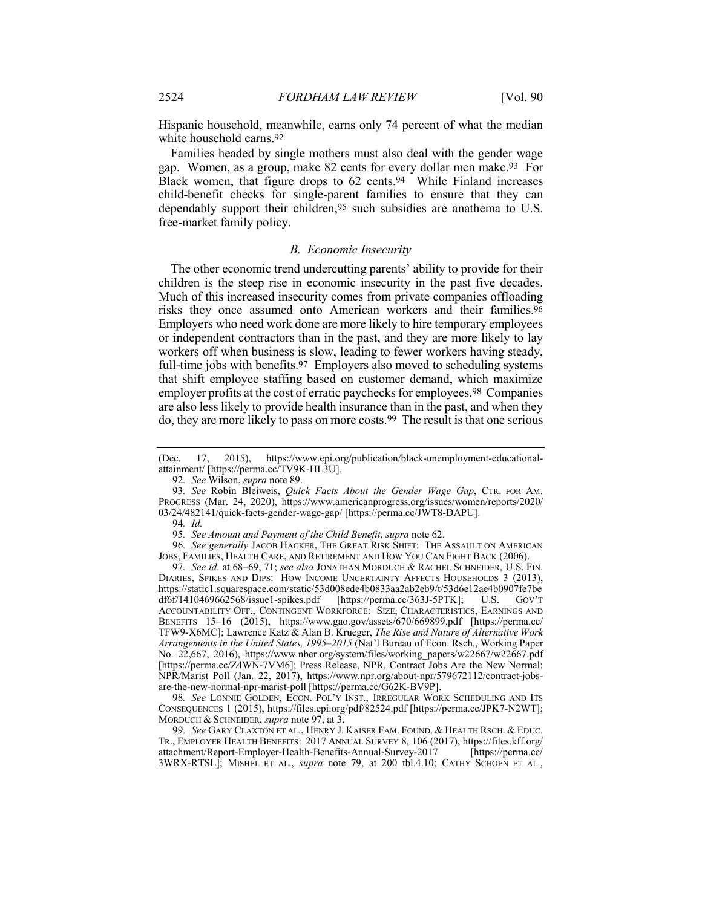Hispanic household, meanwhile, earns only 74 percent of what the median white household earns.[92]

Families headed by single mothers must also deal with the gender wage gap. Women, as a group, make 82 cents for every dollar men make.[93] For Black women, that figure drops to 62 cents.[94] While Finland increases child-benefit checks for single-parent families to ensure that they can dependably support their children,[95] such subsidies are anathema to U.S. free-market family policy.

### *B. Economic Insecurity*

The other economic trend undercutting parents' ability to provide for their children is the steep rise in economic insecurity in the past five decades. Much of this increased insecurity comes from private companies offloading risks they once assumed onto American workers and their families.[96] Employers who need work done are more likely to hire temporary employees or independent contractors than in the past, and they are more likely to lay workers off when business is slow, leading to fewer workers having steady, full-time jobs with benefits.[97] Employers also moved to scheduling systems that shift employee staffing based on customer demand, which maximize employer profits at the cost of erratic paychecks for employees.[98] Companies are also less likely to provide health insurance than in the past, and when they do, they are more likely to pass on more costs.[99] The result is that one serious

---

(Dec. 17, 2015), https://www.epi.org/publication/black-unemployment-educational-attainment/ [https://perma.cc/TV9K-HL3U].

92. *See* Wilson, *supra* note 89.

93. *See* Robin Bleiweis, *Quick Facts About the Gender Wage Gap*, CTR. FOR AM. PROGRESS (Mar. 24, 2020), https://www.americanprogress.org/issues/women/reports/2020/03/24/482141/quick-facts-gender-wage-gap/ [https://perma.cc/JWT8-DAPU].

94. *Id.*

95. *See Amount and Payment of the Child Benefit*, *supra* note 62.

96. *See generally* JACOB HACKER, THE GREAT RISK SHIFT: THE ASSAULT ON AMERICAN JOBS, FAMILIES, HEALTH CARE, AND RETIREMENT AND HOW YOU CAN FIGHT BACK (2006).

97. *See id.* at 68–69, 71; *see also* JONATHAN MORDUCH & RACHEL SCHNEIDER, U.S. FIN. DIARIES, SPIKES AND DIPS: HOW INCOME UNCERTAINTY AFFECTS HOUSEHOLDS 3 (2013), https://static1.squarespace.com/static/53d008ede4b0833aa2ab2eb9/t/53d6e12ae4b0907fe7bedf6f/1410469662568/issue1-spikes.pdf [https://perma.cc/363J-5PTK]; U.S. GOV'T ACCOUNTABILITY OFF., CONTINGENT WORKFORCE: SIZE, CHARACTERISTICS, EARNINGS AND BENEFITS 15–16 (2015), https://www.gao.gov/assets/670/669899.pdf [https://perma.cc/TFW9-X6MC]; Lawrence Katz & Alan B. Krueger, *The Rise and Nature of Alternative Work Arrangements in the United States, 1995–2015* (Nat'l Bureau of Econ. Rsch., Working Paper No. 22,667, 2016), https://www.nber.org/system/files/working_papers/w22667/w22667.pdf [https://perma.cc/Z4WN-7VM6]; Press Release, NPR, Contract Jobs Are the New Normal: NPR/Marist Poll (Jan. 22, 2017), https://www.npr.org/about-npr/579672112/contract-jobs-are-the-new-normal-npr-marist-poll [https://perma.cc/G62K-BV9P].

98. *See* LONNIE GOLDEN, ECON. POL'Y INST., IRREGULAR WORK SCHEDULING AND ITS CONSEQUENCES 1 (2015), https://files.epi.org/pdf/82524.pdf [https://perma.cc/JPK7-N2WT]; MORDUCH & SCHNEIDER, *supra* note 97, at 3.

99. *See* GARY CLAXTON ET AL., HENRY J. KAISER FAM. FOUND. & HEALTH RSCH. & EDUC. TR., EMPLOYER HEALTH BENEFITS: 2017 ANNUAL SURVEY 8, 106 (2017), https://files.kff.org/attachment/Report-Employer-Health-Benefits-Annual-Survey-2017 [https://perma.cc/3WRX-RTSL]; MISHEL ET AL., *supra* note 79, at 200 tbl.4.10; CATHY SCHOEN ET AL.,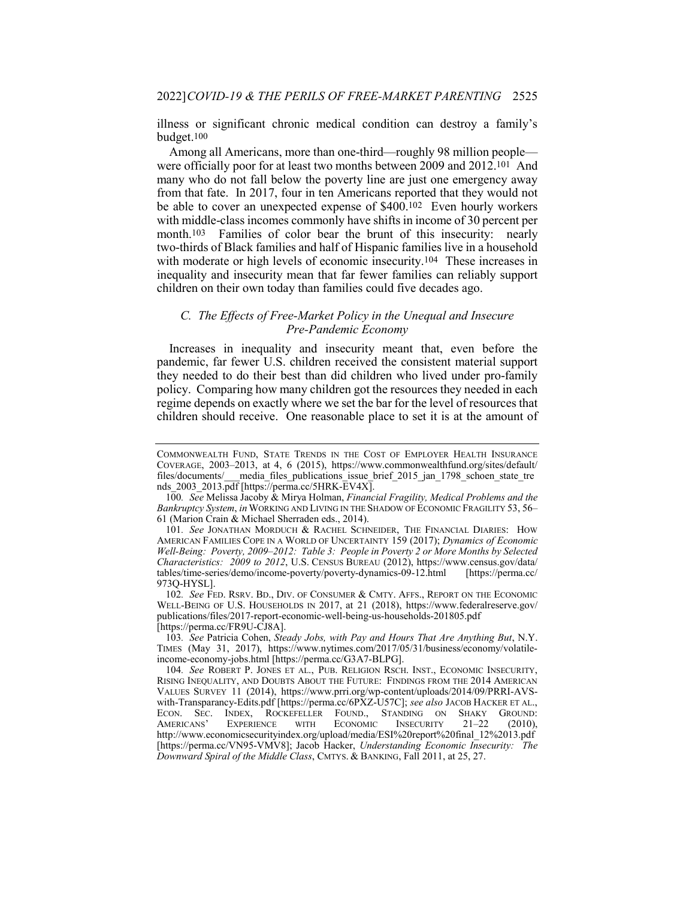illness or significant chronic medical condition can destroy a family's budget.[100]

Among all Americans, more than one-third—roughly 98 million people—were officially poor for at least two months between 2009 and 2012.[101] And many who do not fall below the poverty line are just one emergency away from that fate. In 2017, four in ten Americans reported that they would not be able to cover an unexpected expense of $400.[102] Even hourly workers with middle-class incomes commonly have shifts in income of 30 percent per month.[103] Families of color bear the brunt of this insecurity: nearly two-thirds of Black families and half of Hispanic families live in a household with moderate or high levels of economic insecurity.[104] These increases in inequality and insecurity mean that far fewer families can reliably support children on their own today than families could five decades ago.

### *C. The Effects of Free-Market Policy in the Unequal and Insecure Pre-Pandemic Economy*

Increases in inequality and insecurity meant that, even before the pandemic, far fewer U.S. children received the consistent material support they needed to do their best than did children who lived under pro-family policy. Comparing how many children got the resources they needed in each regime depends on exactly where we set the bar for the level of resources that children should receive. One reasonable place to set it is at the amount of

---

COMMONWEALTH FUND, STATE TRENDS IN THE COST OF EMPLOYER HEALTH INSURANCE COVERAGE, 2003–2013, at 4, 6 (2015), https://www.commonwealthfund.org/sites/default/files/documents/___media_files_publications_issue_brief_2015_jan_1798_schoen_state_trends_2003_2013.pdf [https://perma.cc/5HRK-EV4X].

100. *See* Melissa Jacoby & Mirya Holman, *Financial Fragility, Medical Problems and the Bankruptcy System*, *in* WORKING AND LIVING IN THE SHADOW OF ECONOMIC FRAGILITY 53, 56–61 (Marion Crain & Michael Sherraden eds., 2014).

101. *See* JONATHAN MORDUCH & RACHEL SCHNEIDER, THE FINANCIAL DIARIES: HOW AMERICAN FAMILIES COPE IN A WORLD OF UNCERTAINTY 159 (2017); *Dynamics of Economic Well-Being: Poverty, 2009–2012: Table 3: People in Poverty 2 or More Months by Selected Characteristics: 2009 to 2012*, U.S. CENSUS BUREAU (2012), https://www.census.gov/data/tables/time-series/demo/income-poverty/poverty-dynamics-09-12.html [https://perma.cc/973Q-HYSL].

102. *See* FED. RSRV. BD., DIV. OF CONSUMER & CMTY. AFFS., REPORT ON THE ECONOMIC WELL-BEING OF U.S. HOUSEHOLDS IN 2017, at 21 (2018), https://www.federalreserve.gov/publications/files/2017-report-economic-well-being-us-households-201805.pdf [https://perma.cc/FR9U-CJ8A].

103. *See* Patricia Cohen, *Steady Jobs, with Pay and Hours That Are Anything But*, N.Y. TIMES (May 31, 2017), https://www.nytimes.com/2017/05/31/business/economy/volatile-income-economy-jobs.html [https://perma.cc/G3A7-BLPG].

104. *See* ROBERT P. JONES ET AL., PUB. RELIGION RSCH. INST., ECONOMIC INSECURITY, RISING INEQUALITY, AND DOUBTS ABOUT THE FUTURE: FINDINGS FROM THE 2014 AMERICAN VALUES SURVEY 11 (2014), https://www.prri.org/wp-content/uploads/2014/09/PRRI-AVS-with-Transparancy-Edits.pdf [https://perma.cc/6PXZ-U57C]; *see also* JACOB HACKER ET AL., ECON. SEC. INDEX, ROCKEFELLER FOUND., STANDING ON SHAKY GROUND: AMERICANS' EXPERIENCE WITH ECONOMIC INSECURITY 21–22 (2010), http://www.economicsecurityindex.org/upload/media/ESI%20report%20final_12%2013.pdf [https://perma.cc/VN95-VMV8]; Jacob Hacker, *Understanding Economic Insecurity: The Downward Spiral of the Middle Class*, CMTYS. & BANKING, Fall 2011, at 25, 27.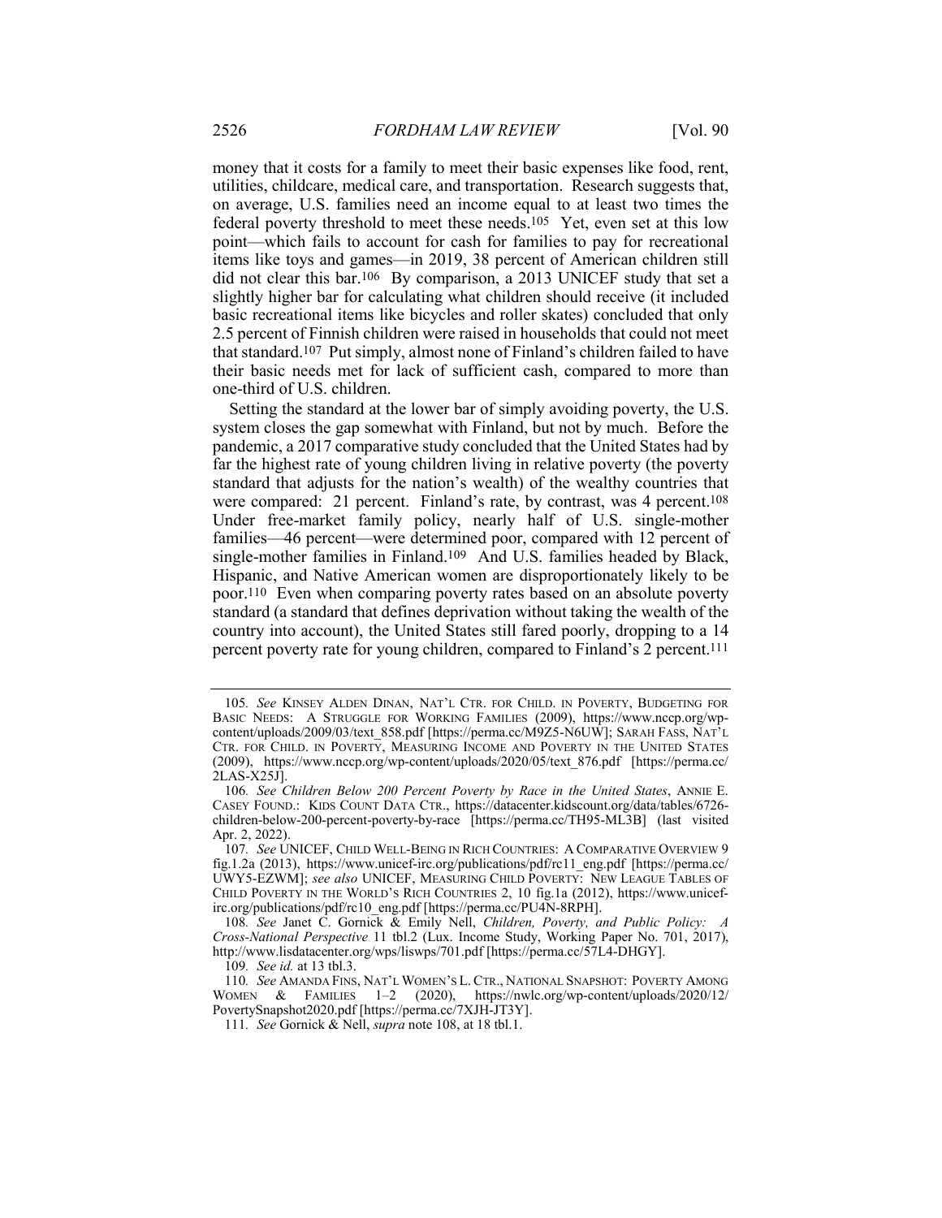money that it costs for a family to meet their basic expenses like food, rent, utilities, childcare, medical care, and transportation. Research suggests that, on average, U.S. families need an income equal to at least two times the federal poverty threshold to meet these needs.[105] Yet, even set at this low point—which fails to account for cash for families to pay for recreational items like toys and games—in 2019, 38 percent of American children still did not clear this bar.[106] By comparison, a 2013 UNICEF study that set a slightly higher bar for calculating what children should receive (it included basic recreational items like bicycles and roller skates) concluded that only 2.5 percent of Finnish children were raised in households that could not meet that standard.[107] Put simply, almost none of Finland's children failed to have their basic needs met for lack of sufficient cash, compared to more than one-third of U.S. children.

Setting the standard at the lower bar of simply avoiding poverty, the U.S. system closes the gap somewhat with Finland, but not by much. Before the pandemic, a 2017 comparative study concluded that the United States had by far the highest rate of young children living in relative poverty (the poverty standard that adjusts for the nation's wealth) of the wealthy countries that were compared: 21 percent. Finland's rate, by contrast, was 4 percent.[108] Under free-market family policy, nearly half of U.S. single-mother families—46 percent—were determined poor, compared with 12 percent of single-mother families in Finland.[109] And U.S. families headed by Black, Hispanic, and Native American women are disproportionately likely to be poor.[110] Even when comparing poverty rates based on an absolute poverty standard (a standard that defines deprivation without taking the wealth of the country into account), the United States still fared poorly, dropping to a 14 percent poverty rate for young children, compared to Finland's 2 percent.[111]

---

105. *See* KINSEY ALDEN DINAN, NAT'L CTR. FOR CHILD. IN POVERTY, BUDGETING FOR BASIC NEEDS: A STRUGGLE FOR WORKING FAMILIES (2009), https://www.nccp.org/wp-content/uploads/2009/03/text_858.pdf [https://perma.cc/M9Z5-N6UW]; SARAH FASS, NAT'L CTR. FOR CHILD. IN POVERTY, MEASURING INCOME AND POVERTY IN THE UNITED STATES (2009), https://www.nccp.org/wp-content/uploads/2020/05/text_876.pdf [https://perma.cc/2LAS-X25J].

106. *See Children Below 200 Percent Poverty by Race in the United States*, ANNIE E. CASEY FOUND.: KIDS COUNT DATA CTR., https://datacenter.kidscount.org/data/tables/6726-children-below-200-percent-poverty-by-race [https://perma.cc/TH95-ML3B] (last visited Apr. 2, 2022).

107. *See* UNICEF, CHILD WELL-BEING IN RICH COUNTRIES: A COMPARATIVE OVERVIEW 9 fig.1.2a (2013), https://www.unicef-irc.org/publications/pdf/rc11_eng.pdf [https://perma.cc/UWY5-EZWM]; *see also* UNICEF, MEASURING CHILD POVERTY: NEW LEAGUE TABLES OF CHILD POVERTY IN THE WORLD'S RICH COUNTRIES 2, 10 fig.1a (2012), https://www.unicef-irc.org/publications/pdf/rc10_eng.pdf [https://perma.cc/PU4N-8RPH].

108. *See* Janet C. Gornick & Emily Nell, *Children, Poverty, and Public Policy: A Cross-National Perspective* 11 tbl.2 (Lux. Income Study, Working Paper No. 701, 2017), http://www.lisdatacenter.org/wps/liswps/701.pdf [https://perma.cc/57L4-DHGY].

109. *See id.* at 13 tbl.3.

110. *See* AMANDA FINS, NAT'L WOMEN'S L. CTR., NATIONAL SNAPSHOT: POVERTY AMONG WOMEN & FAMILIES 1–2 (2020), https://nwlc.org/wp-content/uploads/2020/12/PovertySnapshot2020.pdf [https://perma.cc/7XJH-JT3Y].

111. *See* Gornick & Nell, *supra* note 108, at 18 tbl.1.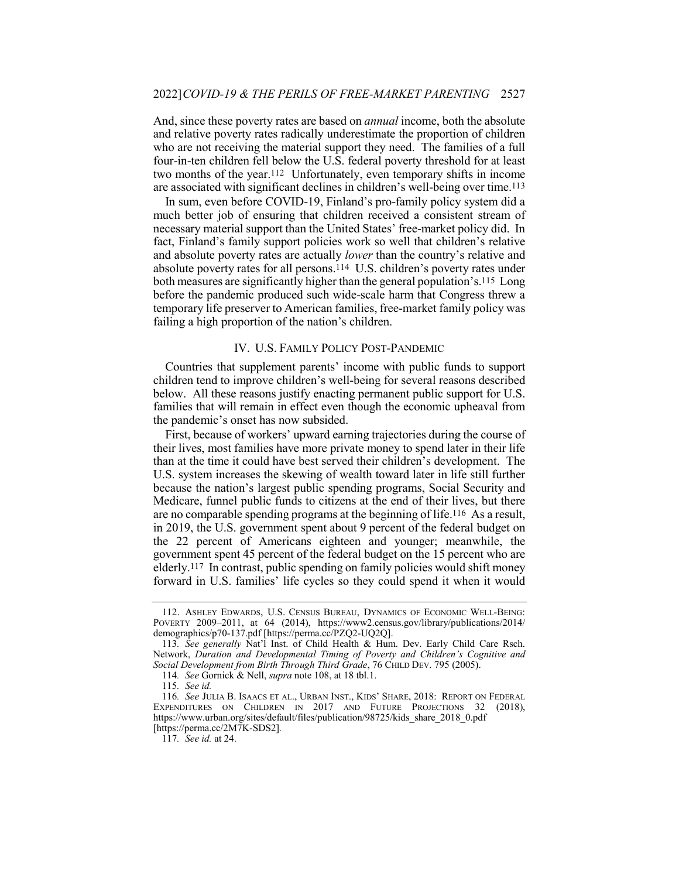And, since these poverty rates are based on *annual* income, both the absolute and relative poverty rates radically underestimate the proportion of children who are not receiving the material support they need. The families of a full four-in-ten children fell below the U.S. federal poverty threshold for at least two months of the year.[112] Unfortunately, even temporary shifts in income are associated with significant declines in children's well-being over time.[113]

In sum, even before COVID-19, Finland's pro-family policy system did a much better job of ensuring that children received a consistent stream of necessary material support than the United States' free-market policy did. In fact, Finland's family support policies work so well that children's relative and absolute poverty rates are actually *lower* than the country's relative and absolute poverty rates for all persons.[114] U.S. children's poverty rates under both measures are significantly higher than the general population's.[115] Long before the pandemic produced such wide-scale harm that Congress threw a temporary life preserver to American families, free-market family policy was failing a high proportion of the nation's children.

## IV. U.S. FAMILY POLICY POST-PANDEMIC

Countries that supplement parents' income with public funds to support children tend to improve children's well-being for several reasons described below. All these reasons justify enacting permanent public support for U.S. families that will remain in effect even though the economic upheaval from the pandemic's onset has now subsided.

First, because of workers' upward earning trajectories during the course of their lives, most families have more private money to spend later in their life than at the time it could have best served their children's development. The U.S. system increases the skewing of wealth toward later in life still further because the nation's largest public spending programs, Social Security and Medicare, funnel public funds to citizens at the end of their lives, but there are no comparable spending programs at the beginning of life.[116] As a result, in 2019, the U.S. government spent about 9 percent of the federal budget on the 22 percent of Americans eighteen and younger; meanwhile, the government spent 45 percent of the federal budget on the 15 percent who are elderly.[117] In contrast, public spending on family policies would shift money forward in U.S. families' life cycles so they could spend it when it would

---

112. ASHLEY EDWARDS, U.S. CENSUS BUREAU, DYNAMICS OF ECONOMIC WELL-BEING: POVERTY 2009–2011, at 64 (2014), https://www2.census.gov/library/publications/2014/demographics/p70-137.pdf [https://perma.cc/PZQ2-UQ2Q].

113. *See generally* Nat'l Inst. of Child Health & Hum. Dev. Early Child Care Rsch. Network, *Duration and Developmental Timing of Poverty and Children's Cognitive and Social Development from Birth Through Third Grade*, 76 CHILD DEV. 795 (2005).

114. *See* Gornick & Nell, *supra* note 108, at 18 tbl.1.

115. *See id.*

116. *See* JULIA B. ISAACS ET AL., URBAN INST., KIDS' SHARE, 2018: REPORT ON FEDERAL EXPENDITURES ON CHILDREN IN 2017 AND FUTURE PROJECTIONS 32 (2018), https://www.urban.org/sites/default/files/publication/98725/kids_share_2018_0.pdf [https://perma.cc/2M7K-SDS2].

117. *See id.* at 24.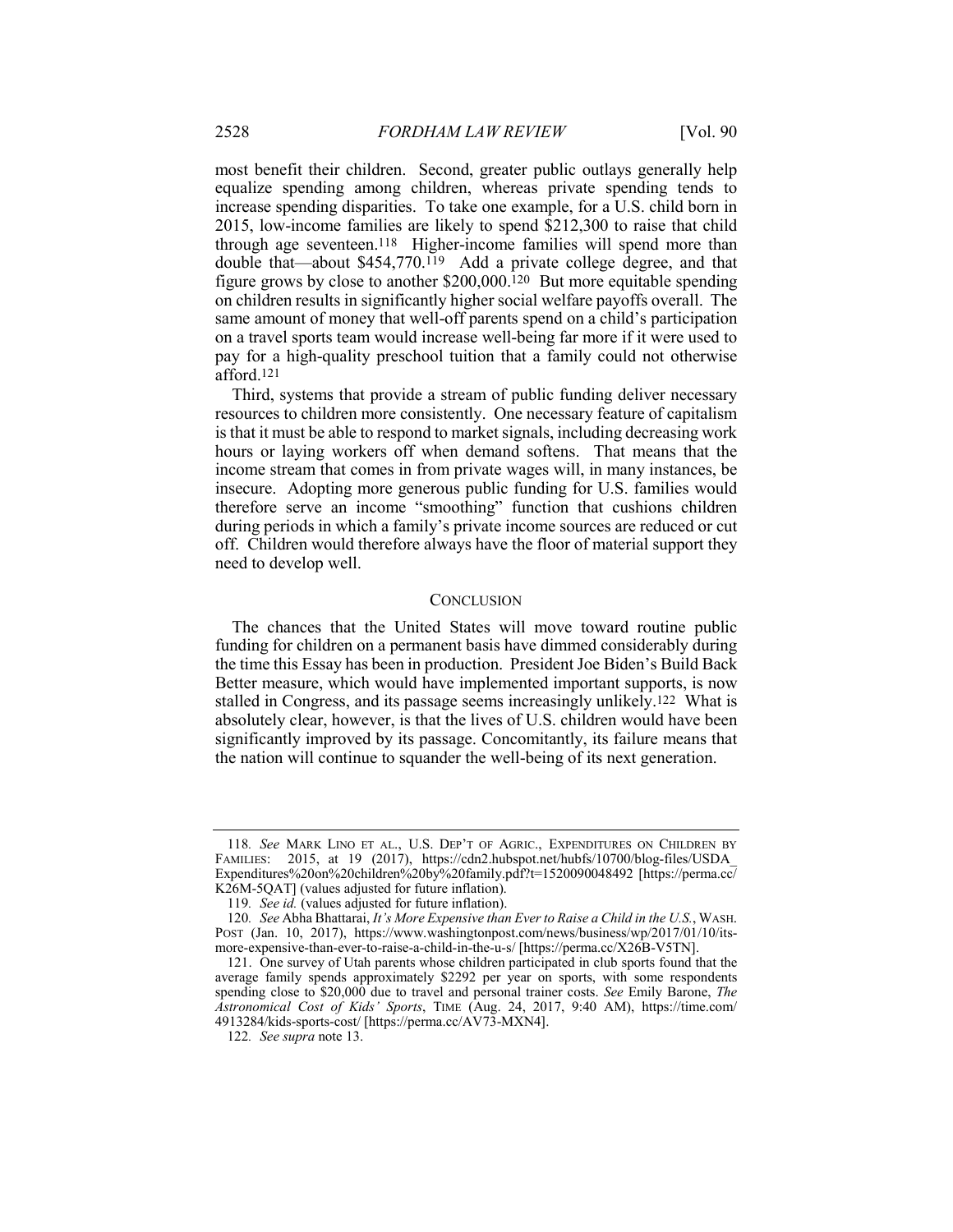most benefit their children. Second, greater public outlays generally help equalize spending among children, whereas private spending tends to increase spending disparities. To take one example, for a U.S. child born in 2015, low-income families are likely to spend $212,300 to raise that child through age seventeen.[118] Higher-income families will spend more than double that—about $454,770.[119] Add a private college degree, and that figure grows by close to another $200,000.[120] But more equitable spending on children results in significantly higher social welfare payoffs overall. The same amount of money that well-off parents spend on a child's participation on a travel sports team would increase well-being far more if it were used to pay for a high-quality preschool tuition that a family could not otherwise afford.[121]

Third, systems that provide a stream of public funding deliver necessary resources to children more consistently. One necessary feature of capitalism is that it must be able to respond to market signals, including decreasing work hours or laying workers off when demand softens. That means that the income stream that comes in from private wages will, in many instances, be insecure. Adopting more generous public funding for U.S. families would therefore serve an income "smoothing" function that cushions children during periods in which a family's private income sources are reduced or cut off. Children would therefore always have the floor of material support they need to develop well.

## CONCLUSION

The chances that the United States will move toward routine public funding for children on a permanent basis have dimmed considerably during the time this Essay has been in production. President Joe Biden's Build Back Better measure, which would have implemented important supports, is now stalled in Congress, and its passage seems increasingly unlikely.[122] What is absolutely clear, however, is that the lives of U.S. children would have been significantly improved by its passage. Concomitantly, its failure means that the nation will continue to squander the well-being of its next generation.

---

118. *See* MARK LINO ET AL., U.S. DEP'T OF AGRIC., EXPENDITURES ON CHILDREN BY FAMILIES: 2015, at 19 (2017), https://cdn2.hubspot.net/hubfs/10700/blog-files/USDA_Expenditures%20on%20children%20by%20family.pdf?t=1520090048492 [https://perma.cc/K26M-5QAT] (values adjusted for future inflation).

119. *See id.* (values adjusted for future inflation).

120. *See* Abha Bhattarai, *It's More Expensive than Ever to Raise a Child in the U.S.*, WASH. POST (Jan. 10, 2017), https://www.washingtonpost.com/news/business/wp/2017/01/10/its-more-expensive-than-ever-to-raise-a-child-in-the-u-s/ [https://perma.cc/X26B-V5TN].

121. One survey of Utah parents whose children participated in club sports found that the average family spends approximately $2292 per year on sports, with some respondents spending close to $20,000 due to travel and personal trainer costs. *See* Emily Barone, *The Astronomical Cost of Kids' Sports*, TIME (Aug. 24, 2017, 9:40 AM), https://time.com/4913284/kids-sports-cost/ [https://perma.cc/AV73-MXN4].

122. *See supra* note 13.